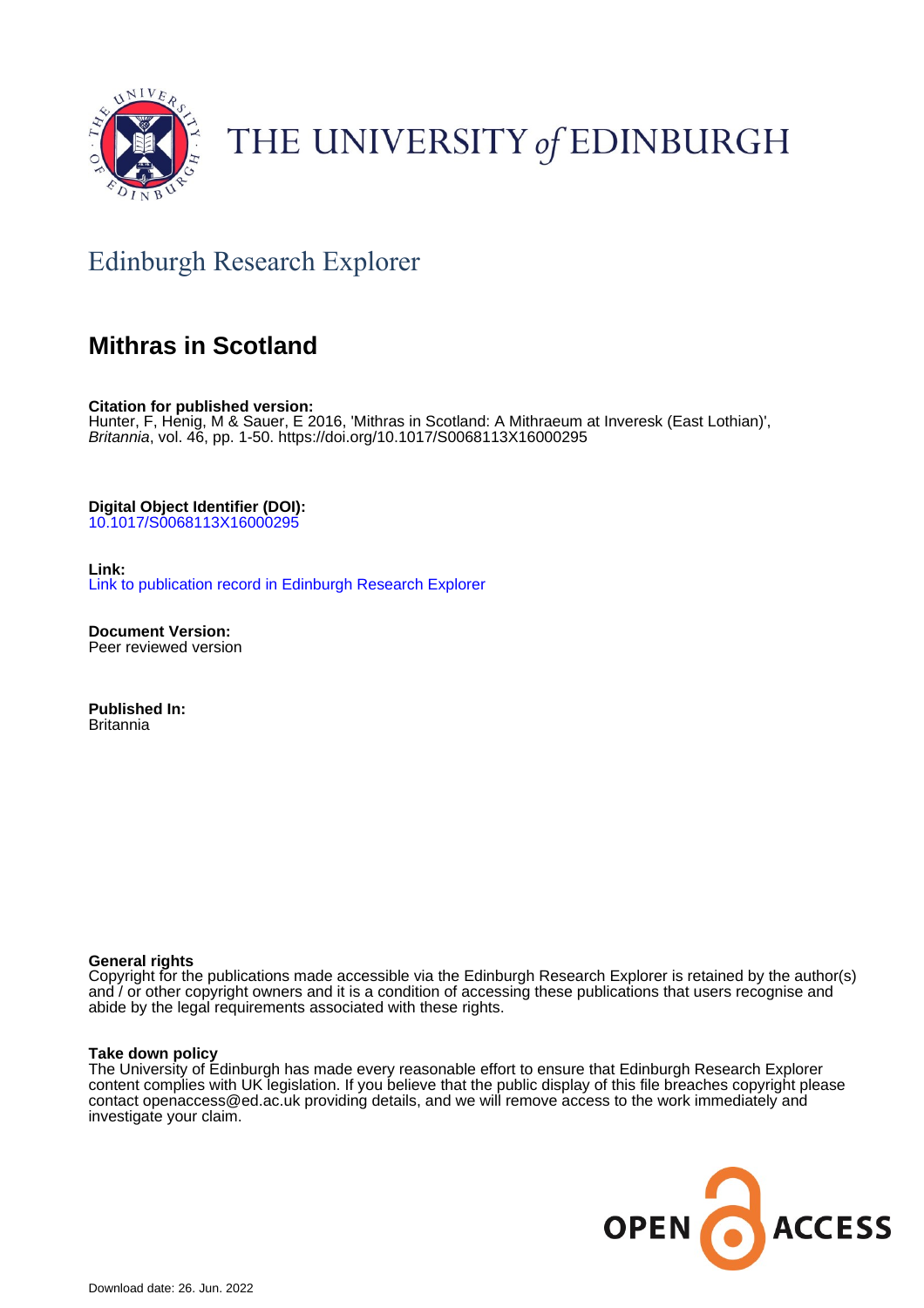THE UNIVERSITY *of* EDINBURGH

## Edinburgh Research Explorer

# Mithras in Scotland

**Citation for published version:**
Hunter, F, Henig, M & Sauer, E 2016, 'Mithras in Scotland: A Mithraeum at Inveresk (East Lothian)', *Britannia*, vol. 46, pp. 1-50. https://doi.org/10.1017/S0068113X16000295

**Digital Object Identifier (DOI):**
10.1017/S0068113X16000295

**Link:**
Link to publication record in Edinburgh Research Explorer

**Document Version:**
Peer reviewed version

**Published In:**
Britannia

**General rights**
Copyright for the publications made accessible via the Edinburgh Research Explorer is retained by the author(s) and / or other copyright owners and it is a condition of accessing these publications that users recognise and abide by the legal requirements associated with these rights.

**Take down policy**
The University of Edinburgh has made every reasonable effort to ensure that Edinburgh Research Explorer content complies with UK legislation. If you believe that the public display of this file breaches copyright please contact openaccess@ed.ac.uk providing details, and we will remove access to the work immediately and investigate your claim.

OPEN ACCESS

Download date: 26. Jun. 2022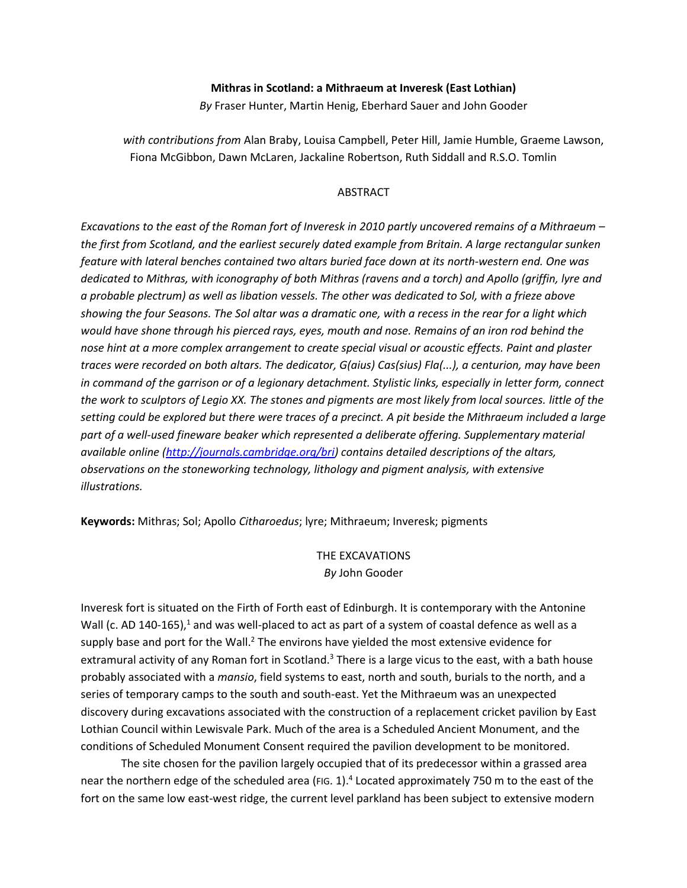**Mithras in Scotland: a Mithraeum at Inveresk (East Lothian)**

*By* Fraser Hunter, Martin Henig, Eberhard Sauer and John Gooder

*with contributions from* Alan Braby, Louisa Campbell, Peter Hill, Jamie Humble, Graeme Lawson, Fiona McGibbon, Dawn McLaren, Jackaline Robertson, Ruth Siddall and R.S.O. Tomlin

## ABSTRACT

*Excavations to the east of the Roman fort of Inveresk in 2010 partly uncovered remains of a Mithraeum – the first from Scotland, and the earliest securely dated example from Britain. A large rectangular sunken feature with lateral benches contained two altars buried face down at its north-western end. One was dedicated to Mithras, with iconography of both Mithras (ravens and a torch) and Apollo (griffin, lyre and a probable plectrum) as well as libation vessels. The other was dedicated to Sol, with a frieze above showing the four Seasons. The Sol altar was a dramatic one, with a recess in the rear for a light which would have shone through his pierced rays, eyes, mouth and nose. Remains of an iron rod behind the nose hint at a more complex arrangement to create special visual or acoustic effects. Paint and plaster traces were recorded on both altars. The dedicator, G(aius) Cas(sius) Fla(...), a centurion, may have been in command of the garrison or of a legionary detachment. Stylistic links, especially in letter form, connect the work to sculptors of Legio XX. The stones and pigments are most likely from local sources. little of the setting could be explored but there were traces of a precinct. A pit beside the Mithraeum included a large part of a well-used fineware beaker which represented a deliberate offering. Supplementary material available online (http://journals.cambridge.org/bri) contains detailed descriptions of the altars, observations on the stoneworking technology, lithology and pigment analysis, with extensive illustrations.*

**Keywords:** Mithras; Sol; Apollo *Citharoedus*; lyre; Mithraeum; Inveresk; pigments

## THE EXCAVATIONS

*By* John Gooder

Inveresk fort is situated on the Firth of Forth east of Edinburgh. It is contemporary with the Antonine Wall (c. AD 140-165),[1] and was well-placed to act as part of a system of coastal defence as well as a supply base and port for the Wall.[2] The environs have yielded the most extensive evidence for extramural activity of any Roman fort in Scotland.[3] There is a large vicus to the east, with a bath house probably associated with a *mansio*, field systems to east, north and south, burials to the north, and a series of temporary camps to the south and south-east. Yet the Mithraeum was an unexpected discovery during excavations associated with the construction of a replacement cricket pavilion by East Lothian Council within Lewisvale Park. Much of the area is a Scheduled Ancient Monument, and the conditions of Scheduled Monument Consent required the pavilion development to be monitored.

The site chosen for the pavilion largely occupied that of its predecessor within a grassed area near the northern edge of the scheduled area (FIG. 1).[4] Located approximately 750 m to the east of the fort on the same low east-west ridge, the current level parkland has been subject to extensive modern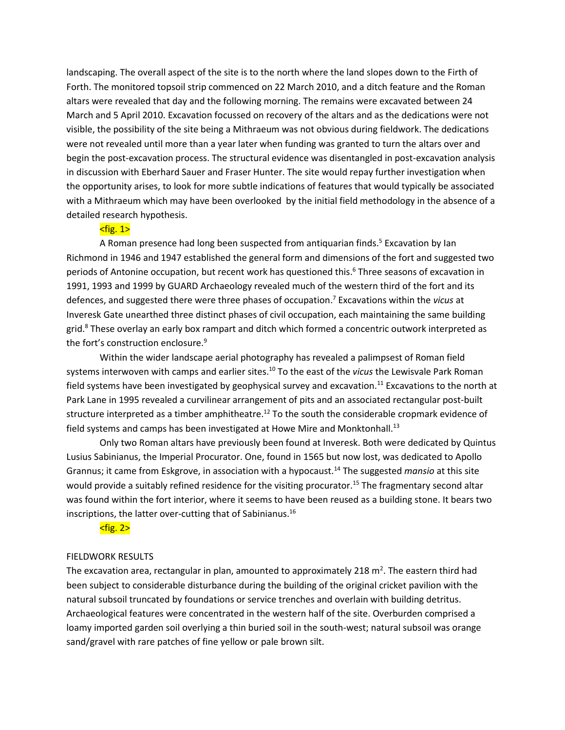landscaping. The overall aspect of the site is to the north where the land slopes down to the Firth of Forth. The monitored topsoil strip commenced on 22 March 2010, and a ditch feature and the Roman altars were revealed that day and the following morning. The remains were excavated between 24 March and 5 April 2010. Excavation focussed on recovery of the altars and as the dedications were not visible, the possibility of the site being a Mithraeum was not obvious during fieldwork. The dedications were not revealed until more than a year later when funding was granted to turn the altars over and begin the post-excavation process. The structural evidence was disentangled in post-excavation analysis in discussion with Eberhard Sauer and Fraser Hunter. The site would repay further investigation when the opportunity arises, to look for more subtle indications of features that would typically be associated with a Mithraeum which may have been overlooked by the initial field methodology in the absence of a detailed research hypothesis.

<fig. 1>

A Roman presence had long been suspected from antiquarian finds.[5] Excavation by Ian Richmond in 1946 and 1947 established the general form and dimensions of the fort and suggested two periods of Antonine occupation, but recent work has questioned this.[6] Three seasons of excavation in 1991, 1993 and 1999 by GUARD Archaeology revealed much of the western third of the fort and its defences, and suggested there were three phases of occupation.[7] Excavations within the *vicus* at Inveresk Gate unearthed three distinct phases of civil occupation, each maintaining the same building grid.[8] These overlay an early box rampart and ditch which formed a concentric outwork interpreted as the fort's construction enclosure.[9]

Within the wider landscape aerial photography has revealed a palimpsest of Roman field systems interwoven with camps and earlier sites.[10] To the east of the *vicus* the Lewisvale Park Roman field systems have been investigated by geophysical survey and excavation.[11] Excavations to the north at Park Lane in 1995 revealed a curvilinear arrangement of pits and an associated rectangular post-built structure interpreted as a timber amphitheatre.[12] To the south the considerable cropmark evidence of field systems and camps has been investigated at Howe Mire and Monktonhall.[13]

Only two Roman altars have previously been found at Inveresk. Both were dedicated by Quintus Lusius Sabinianus, the Imperial Procurator. One, found in 1565 but now lost, was dedicated to Apollo Grannus; it came from Eskgrove, in association with a hypocaust.[14] The suggested *mansio* at this site would provide a suitably refined residence for the visiting procurator.[15] The fragmentary second altar was found within the fort interior, where it seems to have been reused as a building stone. It bears two inscriptions, the latter over-cutting that of Sabinianus.[16]

<fig. 2>

## FIELDWORK RESULTS

The excavation area, rectangular in plan, amounted to approximately 218 m². The eastern third had been subject to considerable disturbance during the building of the original cricket pavilion with the natural subsoil truncated by foundations or service trenches and overlain with building detritus. Archaeological features were concentrated in the western half of the site. Overburden comprised a loamy imported garden soil overlying a thin buried soil in the south-west; natural subsoil was orange sand/gravel with rare patches of fine yellow or pale brown silt.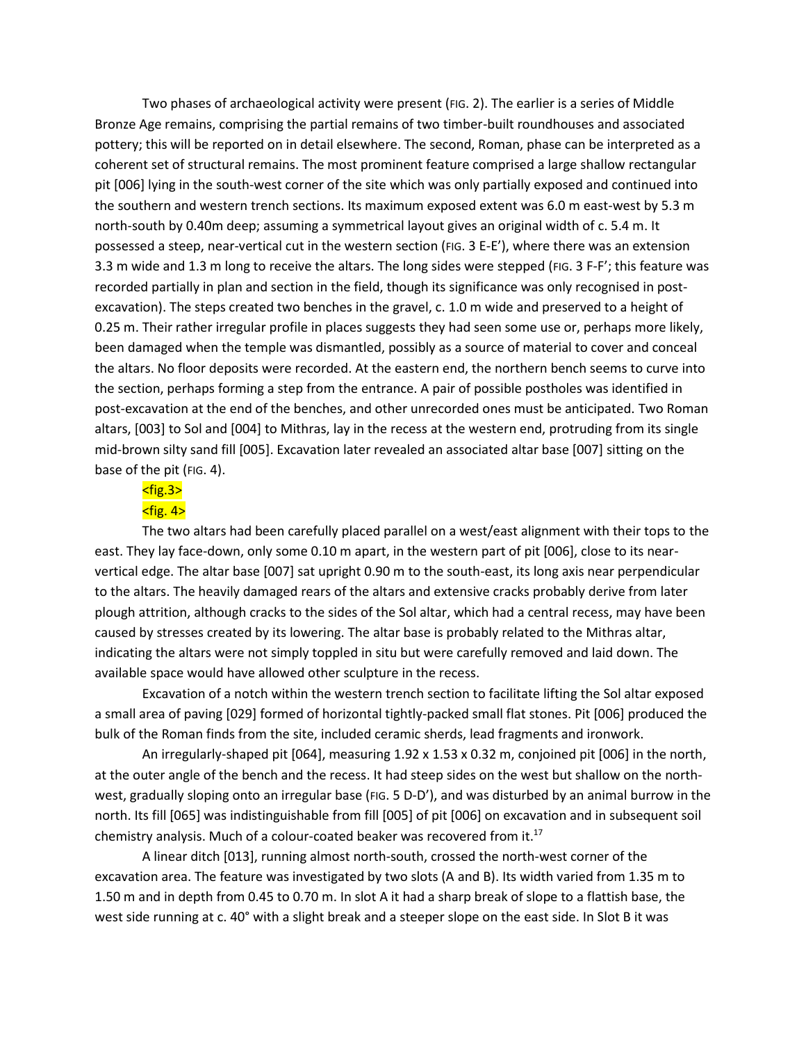Two phases of archaeological activity were present (FIG. 2). The earlier is a series of Middle Bronze Age remains, comprising the partial remains of two timber-built roundhouses and associated pottery; this will be reported on in detail elsewhere. The second, Roman, phase can be interpreted as a coherent set of structural remains. The most prominent feature comprised a large shallow rectangular pit [006] lying in the south-west corner of the site which was only partially exposed and continued into the southern and western trench sections. Its maximum exposed extent was 6.0 m east-west by 5.3 m north-south by 0.40m deep; assuming a symmetrical layout gives an original width of c. 5.4 m. It possessed a steep, near-vertical cut in the western section (FIG. 3 E-E'), where there was an extension 3.3 m wide and 1.3 m long to receive the altars. The long sides were stepped (FIG. 3 F-F'; this feature was recorded partially in plan and section in the field, though its significance was only recognised in post-excavation). The steps created two benches in the gravel, c. 1.0 m wide and preserved to a height of 0.25 m. Their rather irregular profile in places suggests they had seen some use or, perhaps more likely, been damaged when the temple was dismantled, possibly as a source of material to cover and conceal the altars. No floor deposits were recorded. At the eastern end, the northern bench seems to curve into the section, perhaps forming a step from the entrance. A pair of possible postholes was identified in post-excavation at the end of the benches, and other unrecorded ones must be anticipated. Two Roman altars, [003] to Sol and [004] to Mithras, lay in the recess at the western end, protruding from its single mid-brown silty sand fill [005]. Excavation later revealed an associated altar base [007] sitting on the base of the pit (FIG. 4).

<fig.3>

<fig. 4>

The two altars had been carefully placed parallel on a west/east alignment with their tops to the east. They lay face-down, only some 0.10 m apart, in the western part of pit [006], close to its near-vertical edge. The altar base [007] sat upright 0.90 m to the south-east, its long axis near perpendicular to the altars. The heavily damaged rears of the altars and extensive cracks probably derive from later plough attrition, although cracks to the sides of the Sol altar, which had a central recess, may have been caused by stresses created by its lowering. The altar base is probably related to the Mithras altar, indicating the altars were not simply toppled in situ but were carefully removed and laid down. The available space would have allowed other sculpture in the recess.

Excavation of a notch within the western trench section to facilitate lifting the Sol altar exposed a small area of paving [029] formed of horizontal tightly-packed small flat stones. Pit [006] produced the bulk of the Roman finds from the site, included ceramic sherds, lead fragments and ironwork.

An irregularly-shaped pit [064], measuring 1.92 x 1.53 x 0.32 m, conjoined pit [006] in the north, at the outer angle of the bench and the recess. It had steep sides on the west but shallow on the north-west, gradually sloping onto an irregular base (FIG. 5 D-D'), and was disturbed by an animal burrow in the north. Its fill [065] was indistinguishable from fill [005] of pit [006] on excavation and in subsequent soil chemistry analysis. Much of a colour-coated beaker was recovered from it.[17]

A linear ditch [013], running almost north-south, crossed the north-west corner of the excavation area. The feature was investigated by two slots (A and B). Its width varied from 1.35 m to 1.50 m and in depth from 0.45 to 0.70 m. In slot A it had a sharp break of slope to a flattish base, the west side running at c. 40° with a slight break and a steeper slope on the east side. In Slot B it was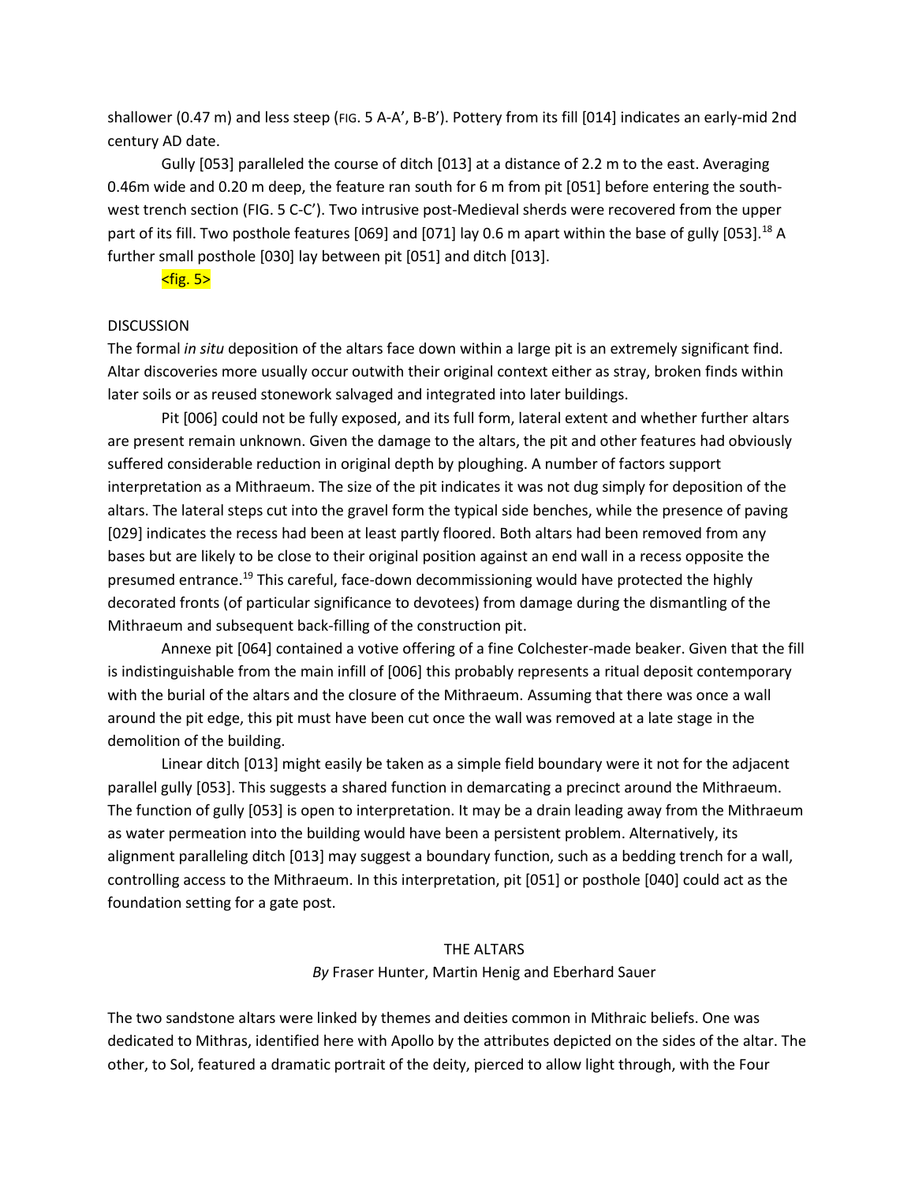shallower (0.47 m) and less steep (FIG. 5 A-A', B-B'). Pottery from its fill [014] indicates an early-mid 2nd century AD date.

Gully [053] paralleled the course of ditch [013] at a distance of 2.2 m to the east. Averaging 0.46m wide and 0.20 m deep, the feature ran south for 6 m from pit [051] before entering the south-west trench section (FIG. 5 C-C'). Two intrusive post-Medieval sherds were recovered from the upper part of its fill. Two posthole features [069] and [071] lay 0.6 m apart within the base of gully [053].[18] A further small posthole [030] lay between pit [051] and ditch [013].

<fig. 5>

DISCUSSION

The formal *in situ* deposition of the altars face down within a large pit is an extremely significant find. Altar discoveries more usually occur outwith their original context either as stray, broken finds within later soils or as reused stonework salvaged and integrated into later buildings.

Pit [006] could not be fully exposed, and its full form, lateral extent and whether further altars are present remain unknown. Given the damage to the altars, the pit and other features had obviously suffered considerable reduction in original depth by ploughing. A number of factors support interpretation as a Mithraeum. The size of the pit indicates it was not dug simply for deposition of the altars. The lateral steps cut into the gravel form the typical side benches, while the presence of paving [029] indicates the recess had been at least partly floored. Both altars had been removed from any bases but are likely to be close to their original position against an end wall in a recess opposite the presumed entrance.[19] This careful, face-down decommissioning would have protected the highly decorated fronts (of particular significance to devotees) from damage during the dismantling of the Mithraeum and subsequent back-filling of the construction pit.

Annexe pit [064] contained a votive offering of a fine Colchester-made beaker. Given that the fill is indistinguishable from the main infill of [006] this probably represents a ritual deposit contemporary with the burial of the altars and the closure of the Mithraeum. Assuming that there was once a wall around the pit edge, this pit must have been cut once the wall was removed at a late stage in the demolition of the building.

Linear ditch [013] might easily be taken as a simple field boundary were it not for the adjacent parallel gully [053]. This suggests a shared function in demarcating a precinct around the Mithraeum. The function of gully [053] is open to interpretation. It may be a drain leading away from the Mithraeum as water permeation into the building would have been a persistent problem. Alternatively, its alignment paralleling ditch [013] may suggest a boundary function, such as a bedding trench for a wall, controlling access to the Mithraeum. In this interpretation, pit [051] or posthole [040] could act as the foundation setting for a gate post.

## THE ALTARS

*By* Fraser Hunter, Martin Henig and Eberhard Sauer

The two sandstone altars were linked by themes and deities common in Mithraic beliefs. One was dedicated to Mithras, identified here with Apollo by the attributes depicted on the sides of the altar. The other, to Sol, featured a dramatic portrait of the deity, pierced to allow light through, with the Four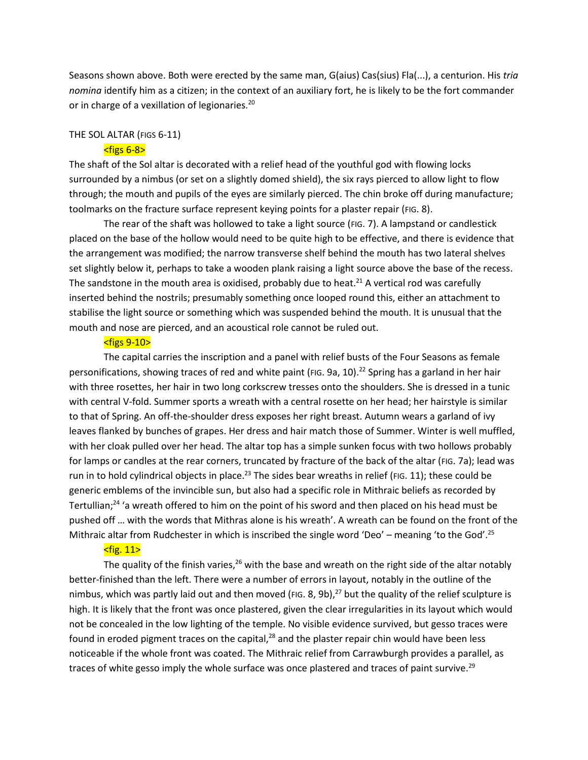Seasons shown above. Both were erected by the same man, G(aius) Cas(sius) Fla(...), a centurion. His *tria nomina* identify him as a citizen; in the context of an auxiliary fort, he is likely to be the fort commander or in charge of a vexillation of legionaries.[20]

THE SOL ALTAR (FIGS 6-11)

<figs 6-8>

The shaft of the Sol altar is decorated with a relief head of the youthful god with flowing locks surrounded by a nimbus (or set on a slightly domed shield), the six rays pierced to allow light to flow through; the mouth and pupils of the eyes are similarly pierced. The chin broke off during manufacture; toolmarks on the fracture surface represent keying points for a plaster repair (FIG. 8).

The rear of the shaft was hollowed to take a light source (FIG. 7). A lampstand or candlestick placed on the base of the hollow would need to be quite high to be effective, and there is evidence that the arrangement was modified; the narrow transverse shelf behind the mouth has two lateral shelves set slightly below it, perhaps to take a wooden plank raising a light source above the base of the recess. The sandstone in the mouth area is oxidised, probably due to heat.[21] A vertical rod was carefully inserted behind the nostrils; presumably something once looped round this, either an attachment to stabilise the light source or something which was suspended behind the mouth. It is unusual that the mouth and nose are pierced, and an acoustical role cannot be ruled out.

<figs 9-10>

The capital carries the inscription and a panel with relief busts of the Four Seasons as female personifications, showing traces of red and white paint (FIG. 9a, 10).[22] Spring has a garland in her hair with three rosettes, her hair in two long corkscrew tresses onto the shoulders. She is dressed in a tunic with central V-fold. Summer sports a wreath with a central rosette on her head; her hairstyle is similar to that of Spring. An off-the-shoulder dress exposes her right breast. Autumn wears a garland of ivy leaves flanked by bunches of grapes. Her dress and hair match those of Summer. Winter is well muffled, with her cloak pulled over her head. The altar top has a simple sunken focus with two hollows probably for lamps or candles at the rear corners, truncated by fracture of the back of the altar (FIG. 7a); lead was run in to hold cylindrical objects in place.[23] The sides bear wreaths in relief (FIG. 11); these could be generic emblems of the invincible sun, but also had a specific role in Mithraic beliefs as recorded by Tertullian;[24] 'a wreath offered to him on the point of his sword and then placed on his head must be pushed off … with the words that Mithras alone is his wreath'. A wreath can be found on the front of the Mithraic altar from Rudchester in which is inscribed the single word 'Deo' – meaning 'to the God'.[25]

<fig. 11>

The quality of the finish varies,[26] with the base and wreath on the right side of the altar notably better-finished than the left. There were a number of errors in layout, notably in the outline of the nimbus, which was partly laid out and then moved (FIG. 8, 9b),[27] but the quality of the relief sculpture is high. It is likely that the front was once plastered, given the clear irregularities in its layout which would not be concealed in the low lighting of the temple. No visible evidence survived, but gesso traces were found in eroded pigment traces on the capital,[28] and the plaster repair chin would have been less noticeable if the whole front was coated. The Mithraic relief from Carrawburgh provides a parallel, as traces of white gesso imply the whole surface was once plastered and traces of paint survive.[29]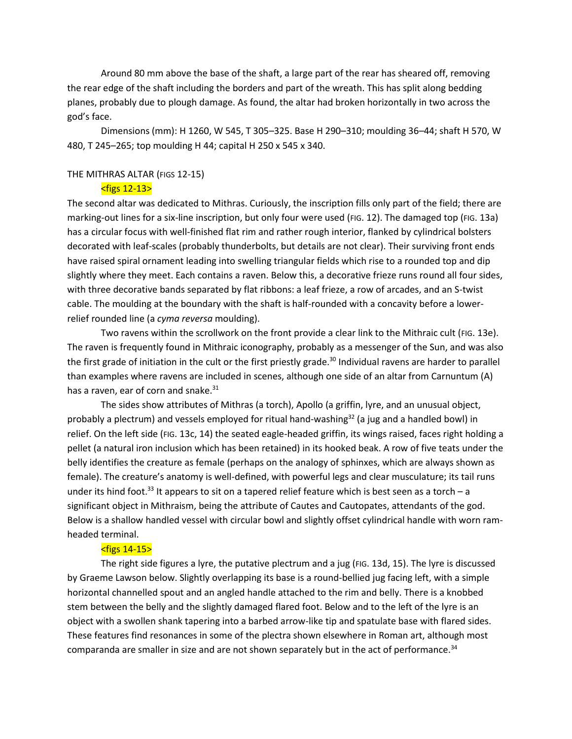Around 80 mm above the base of the shaft, a large part of the rear has sheared off, removing the rear edge of the shaft including the borders and part of the wreath. This has split along bedding planes, probably due to plough damage. As found, the altar had broken horizontally in two across the god's face.

Dimensions (mm): H 1260, W 545, T 305–325. Base H 290–310; moulding 36–44; shaft H 570, W 480, T 245–265; top moulding H 44; capital H 250 x 545 x 340.

## THE MITHRAS ALTAR (FIGS 12-15)

<figs 12-13>

The second altar was dedicated to Mithras. Curiously, the inscription fills only part of the field; there are marking-out lines for a six-line inscription, but only four were used (FIG. 12). The damaged top (FIG. 13a) has a circular focus with well-finished flat rim and rather rough interior, flanked by cylindrical bolsters decorated with leaf-scales (probably thunderbolts, but details are not clear). Their surviving front ends have raised spiral ornament leading into swelling triangular fields which rise to a rounded top and dip slightly where they meet. Each contains a raven. Below this, a decorative frieze runs round all four sides, with three decorative bands separated by flat ribbons: a leaf frieze, a row of arcades, and an S-twist cable. The moulding at the boundary with the shaft is half-rounded with a concavity before a lower-relief rounded line (a *cyma reversa* moulding).

Two ravens within the scrollwork on the front provide a clear link to the Mithraic cult (FIG. 13e). The raven is frequently found in Mithraic iconography, probably as a messenger of the Sun, and was also the first grade of initiation in the cult or the first priestly grade.[30] Individual ravens are harder to parallel than examples where ravens are included in scenes, although one side of an altar from Carnuntum (A) has a raven, ear of corn and snake.[31]

The sides show attributes of Mithras (a torch), Apollo (a griffin, lyre, and an unusual object, probably a plectrum) and vessels employed for ritual hand-washing[32] (a jug and a handled bowl) in relief. On the left side (FIG. 13c, 14) the seated eagle-headed griffin, its wings raised, faces right holding a pellet (a natural iron inclusion which has been retained) in its hooked beak. A row of five teats under the belly identifies the creature as female (perhaps on the analogy of sphinxes, which are always shown as female). The creature's anatomy is well-defined, with powerful legs and clear musculature; its tail runs under its hind foot.[33] It appears to sit on a tapered relief feature which is best seen as a torch – a significant object in Mithraism, being the attribute of Cautes and Cautopates, attendants of the god. Below is a shallow handled vessel with circular bowl and slightly offset cylindrical handle with worn ram-headed terminal.

<figs 14-15>

The right side figures a lyre, the putative plectrum and a jug (FIG. 13d, 15). The lyre is discussed by Graeme Lawson below. Slightly overlapping its base is a round-bellied jug facing left, with a simple horizontal channelled spout and an angled handle attached to the rim and belly. There is a knobbed stem between the belly and the slightly damaged flared foot. Below and to the left of the lyre is an object with a swollen shank tapering into a barbed arrow-like tip and spatulate base with flared sides. These features find resonances in some of the plectra shown elsewhere in Roman art, although most comparanda are smaller in size and are not shown separately but in the act of performance.[34]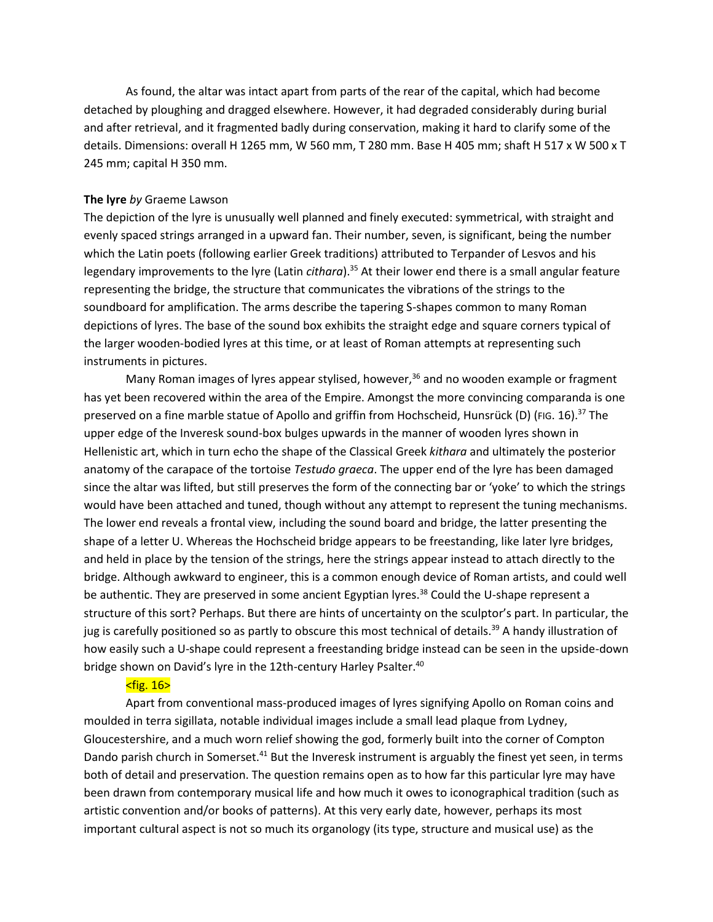As found, the altar was intact apart from parts of the rear of the capital, which had become detached by ploughing and dragged elsewhere. However, it had degraded considerably during burial and after retrieval, and it fragmented badly during conservation, making it hard to clarify some of the details. Dimensions: overall H 1265 mm, W 560 mm, T 280 mm. Base H 405 mm; shaft H 517 x W 500 x T 245 mm; capital H 350 mm.

**The lyre** *by* Graeme Lawson

The depiction of the lyre is unusually well planned and finely executed: symmetrical, with straight and evenly spaced strings arranged in a upward fan. Their number, seven, is significant, being the number which the Latin poets (following earlier Greek traditions) attributed to Terpander of Lesvos and his legendary improvements to the lyre (Latin *cithara*).[35] At their lower end there is a small angular feature representing the bridge, the structure that communicates the vibrations of the strings to the soundboard for amplification. The arms describe the tapering S-shapes common to many Roman depictions of lyres. The base of the sound box exhibits the straight edge and square corners typical of the larger wooden-bodied lyres at this time, or at least of Roman attempts at representing such instruments in pictures.

Many Roman images of lyres appear stylised, however,[36] and no wooden example or fragment has yet been recovered within the area of the Empire. Amongst the more convincing comparanda is one preserved on a fine marble statue of Apollo and griffin from Hochscheid, Hunsrück (D) (FIG. 16).[37] The upper edge of the Inveresk sound-box bulges upwards in the manner of wooden lyres shown in Hellenistic art, which in turn echo the shape of the Classical Greek *kithara* and ultimately the posterior anatomy of the carapace of the tortoise *Testudo graeca*. The upper end of the lyre has been damaged since the altar was lifted, but still preserves the form of the connecting bar or 'yoke' to which the strings would have been attached and tuned, though without any attempt to represent the tuning mechanisms. The lower end reveals a frontal view, including the sound board and bridge, the latter presenting the shape of a letter U. Whereas the Hochscheid bridge appears to be freestanding, like later lyre bridges, and held in place by the tension of the strings, here the strings appear instead to attach directly to the bridge. Although awkward to engineer, this is a common enough device of Roman artists, and could well be authentic. They are preserved in some ancient Egyptian lyres.[38] Could the U-shape represent a structure of this sort? Perhaps. But there are hints of uncertainty on the sculptor's part. In particular, the jug is carefully positioned so as partly to obscure this most technical of details.[39] A handy illustration of how easily such a U-shape could represent a freestanding bridge instead can be seen in the upside-down bridge shown on David's lyre in the 12th-century Harley Psalter.[40]

<fig. 16>

Apart from conventional mass-produced images of lyres signifying Apollo on Roman coins and moulded in terra sigillata, notable individual images include a small lead plaque from Lydney, Gloucestershire, and a much worn relief showing the god, formerly built into the corner of Compton Dando parish church in Somerset.[41] But the Inveresk instrument is arguably the finest yet seen, in terms both of detail and preservation. The question remains open as to how far this particular lyre may have been drawn from contemporary musical life and how much it owes to iconographical tradition (such as artistic convention and/or books of patterns). At this very early date, however, perhaps its most important cultural aspect is not so much its organology (its type, structure and musical use) as the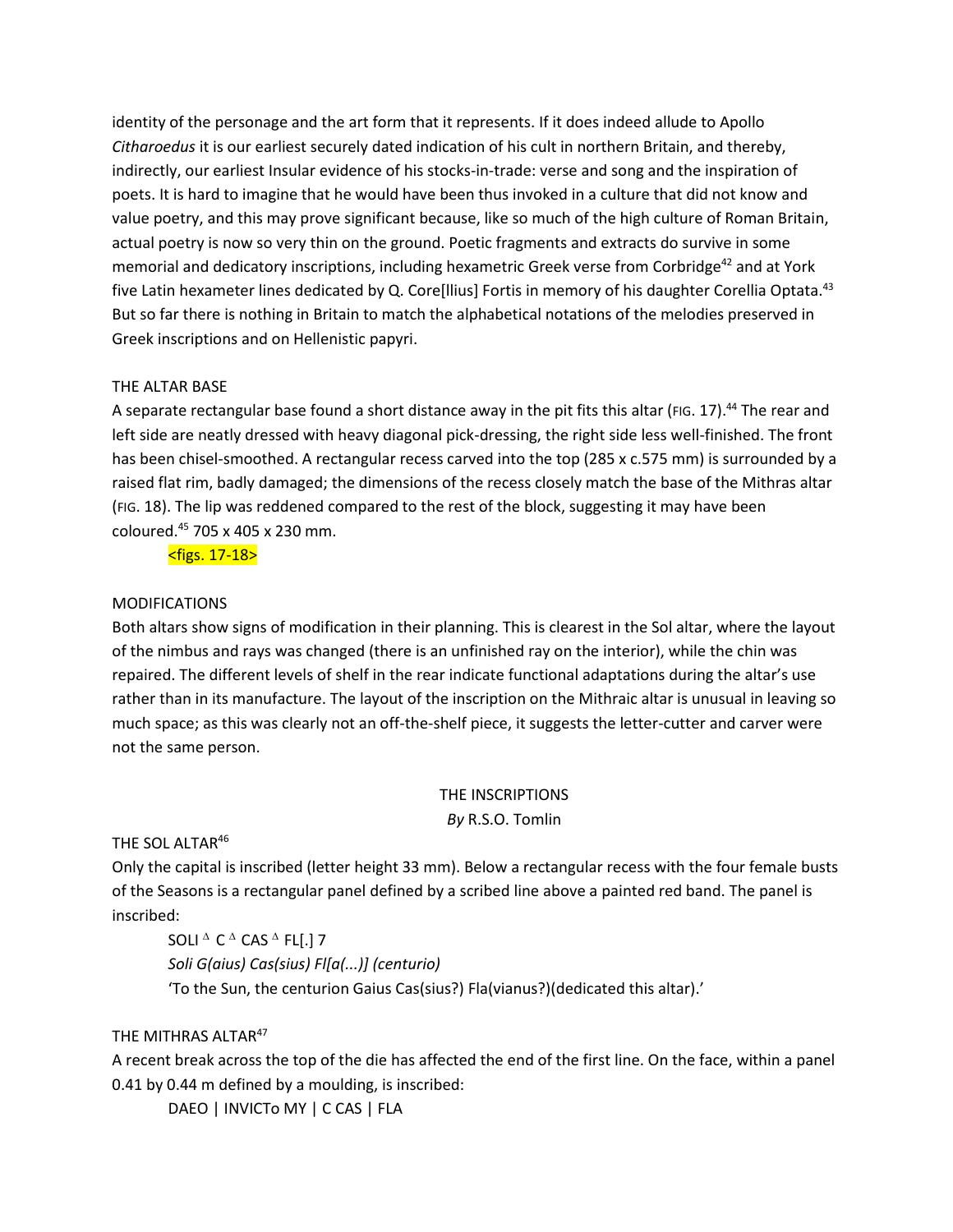identity of the personage and the art form that it represents. If it does indeed allude to Apollo *Citharoedus* it is our earliest securely dated indication of his cult in northern Britain, and thereby, indirectly, our earliest Insular evidence of his stocks-in-trade: verse and song and the inspiration of poets. It is hard to imagine that he would have been thus invoked in a culture that did not know and value poetry, and this may prove significant because, like so much of the high culture of Roman Britain, actual poetry is now so very thin on the ground. Poetic fragments and extracts do survive in some memorial and dedicatory inscriptions, including hexametric Greek verse from Corbridge[42] and at York five Latin hexameter lines dedicated by Q. Core[llius] Fortis in memory of his daughter Corellia Optata.[43] But so far there is nothing in Britain to match the alphabetical notations of the melodies preserved in Greek inscriptions and on Hellenistic papyri.

## THE ALTAR BASE

A separate rectangular base found a short distance away in the pit fits this altar (FIG. 17).[44] The rear and left side are neatly dressed with heavy diagonal pick-dressing, the right side less well-finished. The front has been chisel-smoothed. A rectangular recess carved into the top (285 x c.575 mm) is surrounded by a raised flat rim, badly damaged; the dimensions of the recess closely match the base of the Mithras altar (FIG. 18). The lip was reddened compared to the rest of the block, suggesting it may have been coloured.[45] 705 x 405 x 230 mm.

<figs. 17-18>

## MODIFICATIONS

Both altars show signs of modification in their planning. This is clearest in the Sol altar, where the layout of the nimbus and rays was changed (there is an unfinished ray on the interior), while the chin was repaired. The different levels of shelf in the rear indicate functional adaptations during the altar's use rather than in its manufacture. The layout of the inscription on the Mithraic altar is unusual in leaving so much space; as this was clearly not an off-the-shelf piece, it suggests the letter-cutter and carver were not the same person.

## THE INSCRIPTIONS

*By* R.S.O. Tomlin

### THE SOL ALTAR[46]

Only the capital is inscribed (letter height 33 mm). Below a rectangular recess with the four female busts of the Seasons is a rectangular panel defined by a scribed line above a painted red band. The panel is inscribed:

SOLI ᐞ C ᐞ CAS ᐞ FL[.] 7

*Soli G(aius) Cas(sius) Fl[a(...)] (centurio)*

'To the Sun, the centurion Gaius Cas(sius?) Fla(vianus?)(dedicated this altar).'

### THE MITHRAS ALTAR[47]

A recent break across the top of the die has affected the end of the first line. On the face, within a panel 0.41 by 0.44 m defined by a moulding, is inscribed:

DAEO | INVICTo MY | C CAS | FLA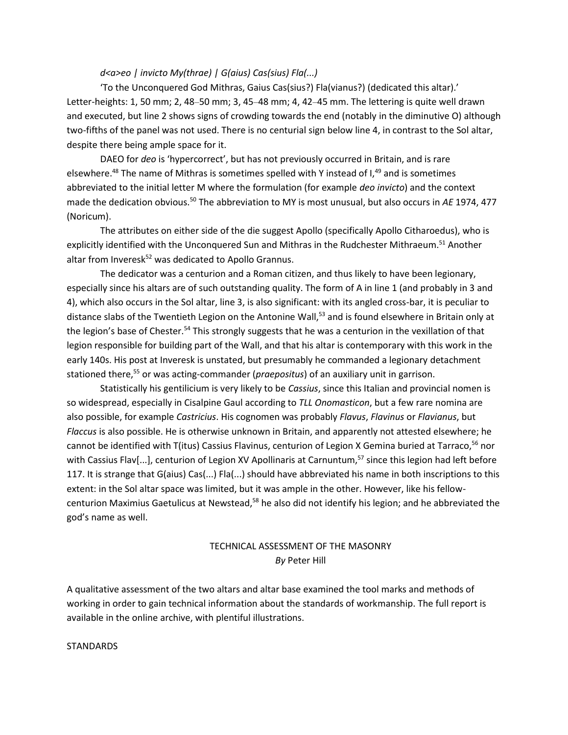*d<a>eo | invicto My(thrae) | G(aius) Cas(sius) Fla(...)*

'To the Unconquered God Mithras, Gaius Cas(sius?) Fla(vianus?) (dedicated this altar).' Letter-heights: 1, 50 mm; 2, 48–50 mm; 3, 45–48 mm; 4, 42–45 mm. The lettering is quite well drawn and executed, but line 2 shows signs of crowding towards the end (notably in the diminutive O) although two-fifths of the panel was not used. There is no centurial sign below line 4, in contrast to the Sol altar, despite there being ample space for it.

DAEO for *deo* is 'hypercorrect', but has not previously occurred in Britain, and is rare elsewhere.[48] The name of Mithras is sometimes spelled with Y instead of I,[49] and is sometimes abbreviated to the initial letter M where the formulation (for example *deo invicto*) and the context made the dedication obvious.[50] The abbreviation to MY is most unusual, but also occurs in *AE* 1974, 477 (Noricum).

The attributes on either side of the die suggest Apollo (specifically Apollo Citharoedus), who is explicitly identified with the Unconquered Sun and Mithras in the Rudchester Mithraeum.[51] Another altar from Inveresk[52] was dedicated to Apollo Grannus.

The dedicator was a centurion and a Roman citizen, and thus likely to have been legionary, especially since his altars are of such outstanding quality. The form of A in line 1 (and probably in 3 and 4), which also occurs in the Sol altar, line 3, is also significant: with its angled cross-bar, it is peculiar to distance slabs of the Twentieth Legion on the Antonine Wall,[53] and is found elsewhere in Britain only at the legion's base of Chester.[54] This strongly suggests that he was a centurion in the vexillation of that legion responsible for building part of the Wall, and that his altar is contemporary with this work in the early 140s. His post at Inveresk is unstated, but presumably he commanded a legionary detachment stationed there,[55] or was acting-commander (*praepositus*) of an auxiliary unit in garrison.

Statistically his gentilicium is very likely to be *Cassius*, since this Italian and provincial nomen is so widespread, especially in Cisalpine Gaul according to *TLL Onomasticon*, but a few rare nomina are also possible, for example *Castricius*. His cognomen was probably *Flavus*, *Flavinus* or *Flavianus*, but *Flaccus* is also possible. He is otherwise unknown in Britain, and apparently not attested elsewhere; he cannot be identified with T(itus) Cassius Flavinus, centurion of Legion X Gemina buried at Tarraco,[56] nor with Cassius Flav[...], centurion of Legion XV Apollinaris at Carnuntum,[57] since this legion had left before 117. It is strange that G(aius) Cas(...) Fla(...) should have abbreviated his name in both inscriptions to this extent: in the Sol altar space was limited, but it was ample in the other. However, like his fellow-centurion Maximius Gaetulicus at Newstead,[58] he also did not identify his legion; and he abbreviated the god's name as well.

## TECHNICAL ASSESSMENT OF THE MASONRY
*By* Peter Hill

A qualitative assessment of the two altars and altar base examined the tool marks and methods of working in order to gain technical information about the standards of workmanship. The full report is available in the online archive, with plentiful illustrations.

### STANDARDS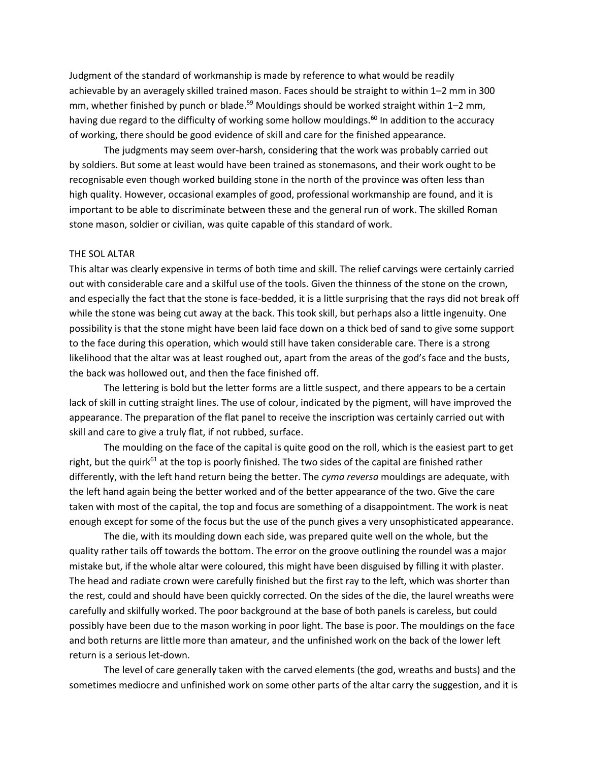Judgment of the standard of workmanship is made by reference to what would be readily achievable by an averagely skilled trained mason. Faces should be straight to within 1–2 mm in 300 mm, whether finished by punch or blade.[59] Mouldings should be worked straight within 1–2 mm, having due regard to the difficulty of working some hollow mouldings.[60] In addition to the accuracy of working, there should be good evidence of skill and care for the finished appearance.

The judgments may seem over-harsh, considering that the work was probably carried out by soldiers. But some at least would have been trained as stonemasons, and their work ought to be recognisable even though worked building stone in the north of the province was often less than high quality. However, occasional examples of good, professional workmanship are found, and it is important to be able to discriminate between these and the general run of work. The skilled Roman stone mason, soldier or civilian, was quite capable of this standard of work.

THE SOL ALTAR

This altar was clearly expensive in terms of both time and skill. The relief carvings were certainly carried out with considerable care and a skilful use of the tools. Given the thinness of the stone on the crown, and especially the fact that the stone is face-bedded, it is a little surprising that the rays did not break off while the stone was being cut away at the back. This took skill, but perhaps also a little ingenuity. One possibility is that the stone might have been laid face down on a thick bed of sand to give some support to the face during this operation, which would still have taken considerable care. There is a strong likelihood that the altar was at least roughed out, apart from the areas of the god's face and the busts, the back was hollowed out, and then the face finished off.

The lettering is bold but the letter forms are a little suspect, and there appears to be a certain lack of skill in cutting straight lines. The use of colour, indicated by the pigment, will have improved the appearance. The preparation of the flat panel to receive the inscription was certainly carried out with skill and care to give a truly flat, if not rubbed, surface.

The moulding on the face of the capital is quite good on the roll, which is the easiest part to get right, but the quirk[61] at the top is poorly finished. The two sides of the capital are finished rather differently, with the left hand return being the better. The *cyma reversa* mouldings are adequate, with the left hand again being the better worked and of the better appearance of the two. Give the care taken with most of the capital, the top and focus are something of a disappointment. The work is neat enough except for some of the focus but the use of the punch gives a very unsophisticated appearance.

The die, with its moulding down each side, was prepared quite well on the whole, but the quality rather tails off towards the bottom. The error on the groove outlining the roundel was a major mistake but, if the whole altar were coloured, this might have been disguised by filling it with plaster. The head and radiate crown were carefully finished but the first ray to the left, which was shorter than the rest, could and should have been quickly corrected. On the sides of the die, the laurel wreaths were carefully and skilfully worked. The poor background at the base of both panels is careless, but could possibly have been due to the mason working in poor light. The base is poor. The mouldings on the face and both returns are little more than amateur, and the unfinished work on the back of the lower left return is a serious let-down.

The level of care generally taken with the carved elements (the god, wreaths and busts) and the sometimes mediocre and unfinished work on some other parts of the altar carry the suggestion, and it is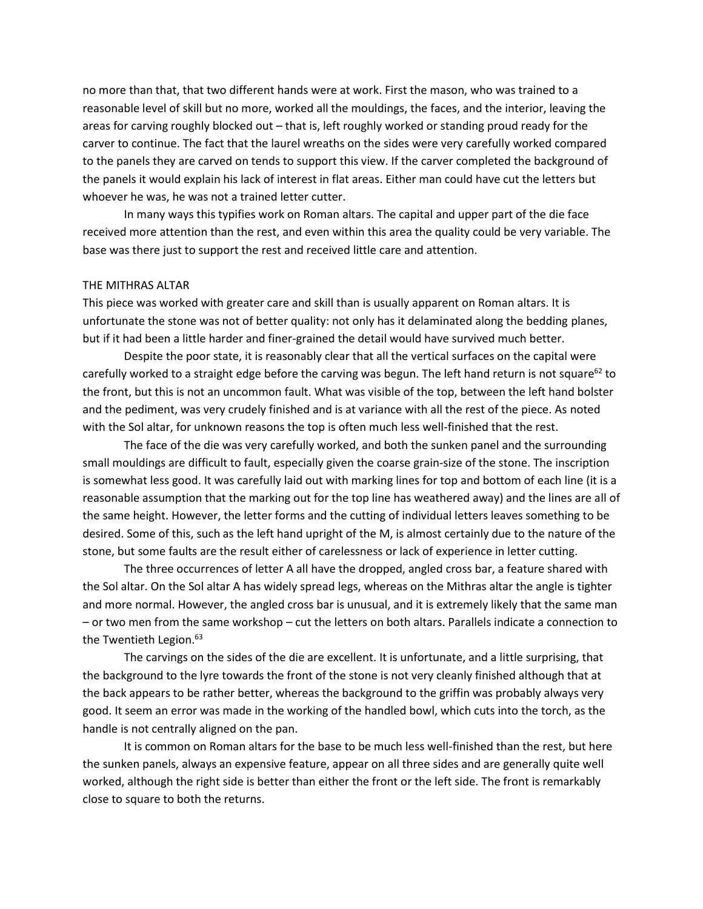no more than that, that two different hands were at work. First the mason, who was trained to a reasonable level of skill but no more, worked all the mouldings, the faces, and the interior, leaving the areas for carving roughly blocked out – that is, left roughly worked or standing proud ready for the carver to continue. The fact that the laurel wreaths on the sides were very carefully worked compared to the panels they are carved on tends to support this view. If the carver completed the background of the panels it would explain his lack of interest in flat areas. Either man could have cut the letters but whoever he was, he was not a trained letter cutter.

In many ways this typifies work on Roman altars. The capital and upper part of the die face received more attention than the rest, and even within this area the quality could be very variable. The base was there just to support the rest and received little care and attention.

## THE MITHRAS ALTAR

This piece was worked with greater care and skill than is usually apparent on Roman altars. It is unfortunate the stone was not of better quality: not only has it delaminated along the bedding planes, but if it had been a little harder and finer-grained the detail would have survived much better.

Despite the poor state, it is reasonably clear that all the vertical surfaces on the capital were carefully worked to a straight edge before the carving was begun. The left hand return is not square[62] to the front, but this is not an uncommon fault. What was visible of the top, between the left hand bolster and the pediment, was very crudely finished and is at variance with all the rest of the piece. As noted with the Sol altar, for unknown reasons the top is often much less well-finished that the rest.

The face of the die was very carefully worked, and both the sunken panel and the surrounding small mouldings are difficult to fault, especially given the coarse grain-size of the stone. The inscription is somewhat less good. It was carefully laid out with marking lines for top and bottom of each line (it is a reasonable assumption that the marking out for the top line has weathered away) and the lines are all of the same height. However, the letter forms and the cutting of individual letters leaves something to be desired. Some of this, such as the left hand upright of the M, is almost certainly due to the nature of the stone, but some faults are the result either of carelessness or lack of experience in letter cutting.

The three occurrences of letter A all have the dropped, angled cross bar, a feature shared with the Sol altar. On the Sol altar A has widely spread legs, whereas on the Mithras altar the angle is tighter and more normal. However, the angled cross bar is unusual, and it is extremely likely that the same man – or two men from the same workshop – cut the letters on both altars. Parallels indicate a connection to the Twentieth Legion.[63]

The carvings on the sides of the die are excellent. It is unfortunate, and a little surprising, that the background to the lyre towards the front of the stone is not very cleanly finished although that at the back appears to be rather better, whereas the background to the griffin was probably always very good. It seem an error was made in the working of the handled bowl, which cuts into the torch, as the handle is not centrally aligned on the pan.

It is common on Roman altars for the base to be much less well-finished than the rest, but here the sunken panels, always an expensive feature, appear on all three sides and are generally quite well worked, although the right side is better than either the front or the left side. The front is remarkably close to square to both the returns.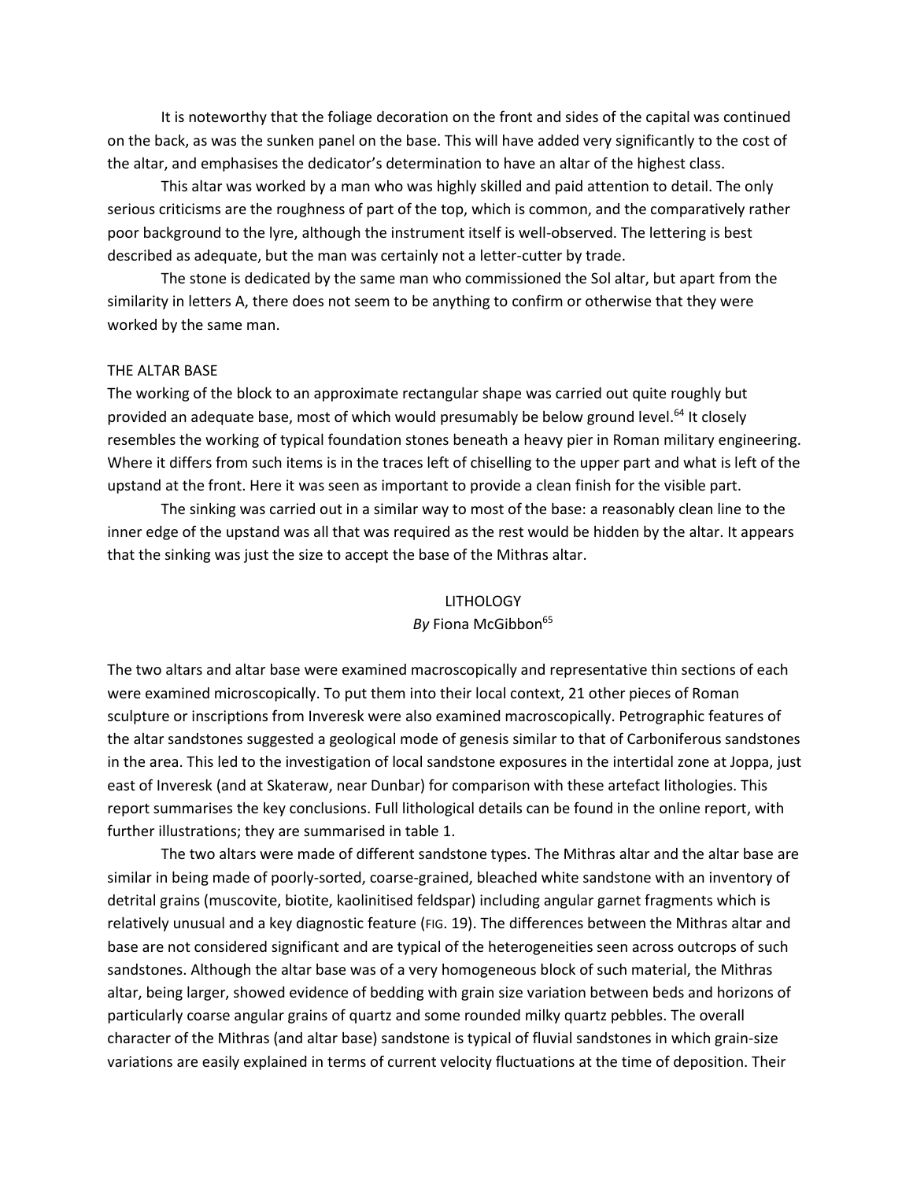It is noteworthy that the foliage decoration on the front and sides of the capital was continued on the back, as was the sunken panel on the base. This will have added very significantly to the cost of the altar, and emphasises the dedicator's determination to have an altar of the highest class.

This altar was worked by a man who was highly skilled and paid attention to detail. The only serious criticisms are the roughness of part of the top, which is common, and the comparatively rather poor background to the lyre, although the instrument itself is well-observed. The lettering is best described as adequate, but the man was certainly not a letter-cutter by trade.

The stone is dedicated by the same man who commissioned the Sol altar, but apart from the similarity in letters A, there does not seem to be anything to confirm or otherwise that they were worked by the same man.

### THE ALTAR BASE

The working of the block to an approximate rectangular shape was carried out quite roughly but provided an adequate base, most of which would presumably be below ground level.[64] It closely resembles the working of typical foundation stones beneath a heavy pier in Roman military engineering. Where it differs from such items is in the traces left of chiselling to the upper part and what is left of the upstand at the front. Here it was seen as important to provide a clean finish for the visible part.

The sinking was carried out in a similar way to most of the base: a reasonably clean line to the inner edge of the upstand was all that was required as the rest would be hidden by the altar. It appears that the sinking was just the size to accept the base of the Mithras altar.

## LITHOLOGY

*By* Fiona McGibbon[65]

The two altars and altar base were examined macroscopically and representative thin sections of each were examined microscopically. To put them into their local context, 21 other pieces of Roman sculpture or inscriptions from Inveresk were also examined macroscopically. Petrographic features of the altar sandstones suggested a geological mode of genesis similar to that of Carboniferous sandstones in the area. This led to the investigation of local sandstone exposures in the intertidal zone at Joppa, just east of Inveresk (and at Skateraw, near Dunbar) for comparison with these artefact lithologies. This report summarises the key conclusions. Full lithological details can be found in the online report, with further illustrations; they are summarised in table 1.

The two altars were made of different sandstone types. The Mithras altar and the altar base are similar in being made of poorly-sorted, coarse-grained, bleached white sandstone with an inventory of detrital grains (muscovite, biotite, kaolinitised feldspar) including angular garnet fragments which is relatively unusual and a key diagnostic feature (FIG. 19). The differences between the Mithras altar and base are not considered significant and are typical of the heterogeneities seen across outcrops of such sandstones. Although the altar base was of a very homogeneous block of such material, the Mithras altar, being larger, showed evidence of bedding with grain size variation between beds and horizons of particularly coarse angular grains of quartz and some rounded milky quartz pebbles. The overall character of the Mithras (and altar base) sandstone is typical of fluvial sandstones in which grain-size variations are easily explained in terms of current velocity fluctuations at the time of deposition. Their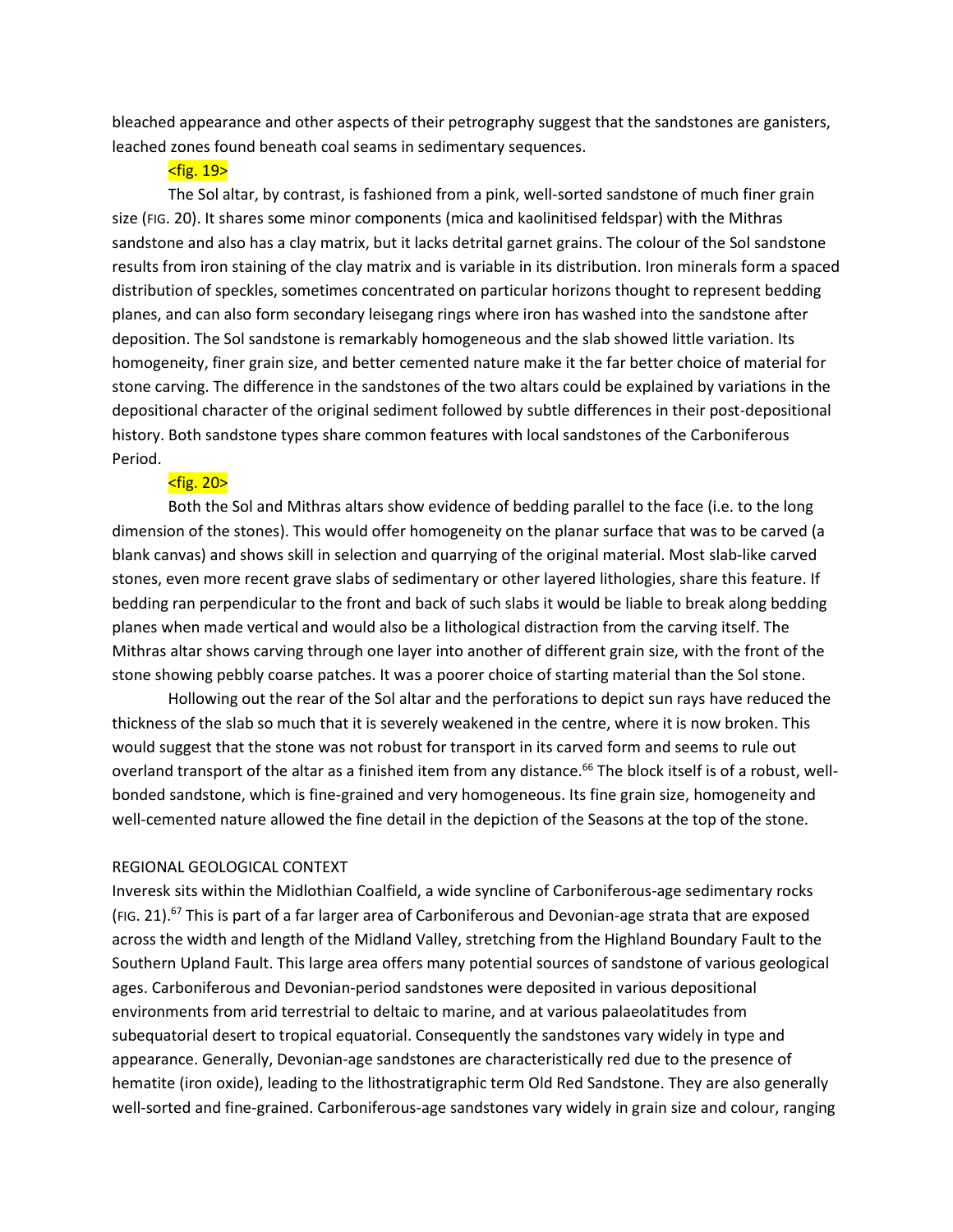bleached appearance and other aspects of their petrography suggest that the sandstones are ganisters, leached zones found beneath coal seams in sedimentary sequences.

<fig. 19>

The Sol altar, by contrast, is fashioned from a pink, well-sorted sandstone of much finer grain size (FIG. 20). It shares some minor components (mica and kaolinitised feldspar) with the Mithras sandstone and also has a clay matrix, but it lacks detrital garnet grains. The colour of the Sol sandstone results from iron staining of the clay matrix and is variable in its distribution. Iron minerals form a spaced distribution of speckles, sometimes concentrated on particular horizons thought to represent bedding planes, and can also form secondary leisegang rings where iron has washed into the sandstone after deposition. The Sol sandstone is remarkably homogeneous and the slab showed little variation. Its homogeneity, finer grain size, and better cemented nature make it the far better choice of material for stone carving. The difference in the sandstones of the two altars could be explained by variations in the depositional character of the original sediment followed by subtle differences in their post-depositional history. Both sandstone types share common features with local sandstones of the Carboniferous Period.

<fig. 20>

Both the Sol and Mithras altars show evidence of bedding parallel to the face (i.e. to the long dimension of the stones). This would offer homogeneity on the planar surface that was to be carved (a blank canvas) and shows skill in selection and quarrying of the original material. Most slab-like carved stones, even more recent grave slabs of sedimentary or other layered lithologies, share this feature. If bedding ran perpendicular to the front and back of such slabs it would be liable to break along bedding planes when made vertical and would also be a lithological distraction from the carving itself. The Mithras altar shows carving through one layer into another of different grain size, with the front of the stone showing pebbly coarse patches. It was a poorer choice of starting material than the Sol stone.

Hollowing out the rear of the Sol altar and the perforations to depict sun rays have reduced the thickness of the slab so much that it is severely weakened in the centre, where it is now broken. This would suggest that the stone was not robust for transport in its carved form and seems to rule out overland transport of the altar as a finished item from any distance.[66] The block itself is of a robust, well-bonded sandstone, which is fine-grained and very homogeneous. Its fine grain size, homogeneity and well-cemented nature allowed the fine detail in the depiction of the Seasons at the top of the stone.

## REGIONAL GEOLOGICAL CONTEXT

Inveresk sits within the Midlothian Coalfield, a wide syncline of Carboniferous-age sedimentary rocks (FIG. 21).[67] This is part of a far larger area of Carboniferous and Devonian-age strata that are exposed across the width and length of the Midland Valley, stretching from the Highland Boundary Fault to the Southern Upland Fault. This large area offers many potential sources of sandstone of various geological ages. Carboniferous and Devonian-period sandstones were deposited in various depositional environments from arid terrestrial to deltaic to marine, and at various palaeolatitudes from subequatorial desert to tropical equatorial. Consequently the sandstones vary widely in type and appearance. Generally, Devonian-age sandstones are characteristically red due to the presence of hematite (iron oxide), leading to the lithostratigraphic term Old Red Sandstone. They are also generally well-sorted and fine-grained. Carboniferous-age sandstones vary widely in grain size and colour, ranging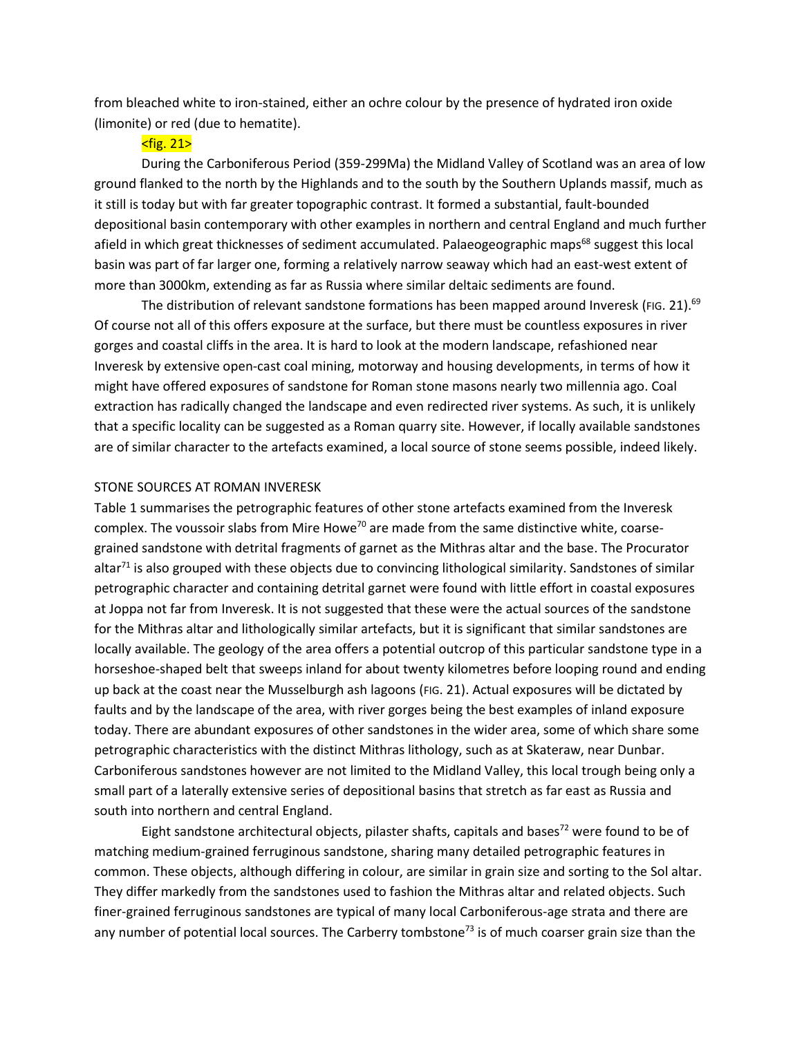from bleached white to iron-stained, either an ochre colour by the presence of hydrated iron oxide (limonite) or red (due to hematite).

<fig. 21>

During the Carboniferous Period (359-299Ma) the Midland Valley of Scotland was an area of low ground flanked to the north by the Highlands and to the south by the Southern Uplands massif, much as it still is today but with far greater topographic contrast. It formed a substantial, fault-bounded depositional basin contemporary with other examples in northern and central England and much further afield in which great thicknesses of sediment accumulated. Palaeogeographic maps[68] suggest this local basin was part of far larger one, forming a relatively narrow seaway which had an east-west extent of more than 3000km, extending as far as Russia where similar deltaic sediments are found.

The distribution of relevant sandstone formations has been mapped around Inveresk (FIG. 21).[69] Of course not all of this offers exposure at the surface, but there must be countless exposures in river gorges and coastal cliffs in the area. It is hard to look at the modern landscape, refashioned near Inveresk by extensive open-cast coal mining, motorway and housing developments, in terms of how it might have offered exposures of sandstone for Roman stone masons nearly two millennia ago. Coal extraction has radically changed the landscape and even redirected river systems. As such, it is unlikely that a specific locality can be suggested as a Roman quarry site. However, if locally available sandstones are of similar character to the artefacts examined, a local source of stone seems possible, indeed likely.

## STONE SOURCES AT ROMAN INVERESK

Table 1 summarises the petrographic features of other stone artefacts examined from the Inveresk complex. The voussoir slabs from Mire Howe[70] are made from the same distinctive white, coarse-grained sandstone with detrital fragments of garnet as the Mithras altar and the base. The Procurator altar[71] is also grouped with these objects due to convincing lithological similarity. Sandstones of similar petrographic character and containing detrital garnet were found with little effort in coastal exposures at Joppa not far from Inveresk. It is not suggested that these were the actual sources of the sandstone for the Mithras altar and lithologically similar artefacts, but it is significant that similar sandstones are locally available. The geology of the area offers a potential outcrop of this particular sandstone type in a horseshoe-shaped belt that sweeps inland for about twenty kilometres before looping round and ending up back at the coast near the Musselburgh ash lagoons (FIG. 21). Actual exposures will be dictated by faults and by the landscape of the area, with river gorges being the best examples of inland exposure today. There are abundant exposures of other sandstones in the wider area, some of which share some petrographic characteristics with the distinct Mithras lithology, such as at Skateraw, near Dunbar. Carboniferous sandstones however are not limited to the Midland Valley, this local trough being only a small part of a laterally extensive series of depositional basins that stretch as far east as Russia and south into northern and central England.

Eight sandstone architectural objects, pilaster shafts, capitals and bases[72] were found to be of matching medium-grained ferruginous sandstone, sharing many detailed petrographic features in common. These objects, although differing in colour, are similar in grain size and sorting to the Sol altar. They differ markedly from the sandstones used to fashion the Mithras altar and related objects. Such finer-grained ferruginous sandstones are typical of many local Carboniferous-age strata and there are any number of potential local sources. The Carberry tombstone[73] is of much coarser grain size than the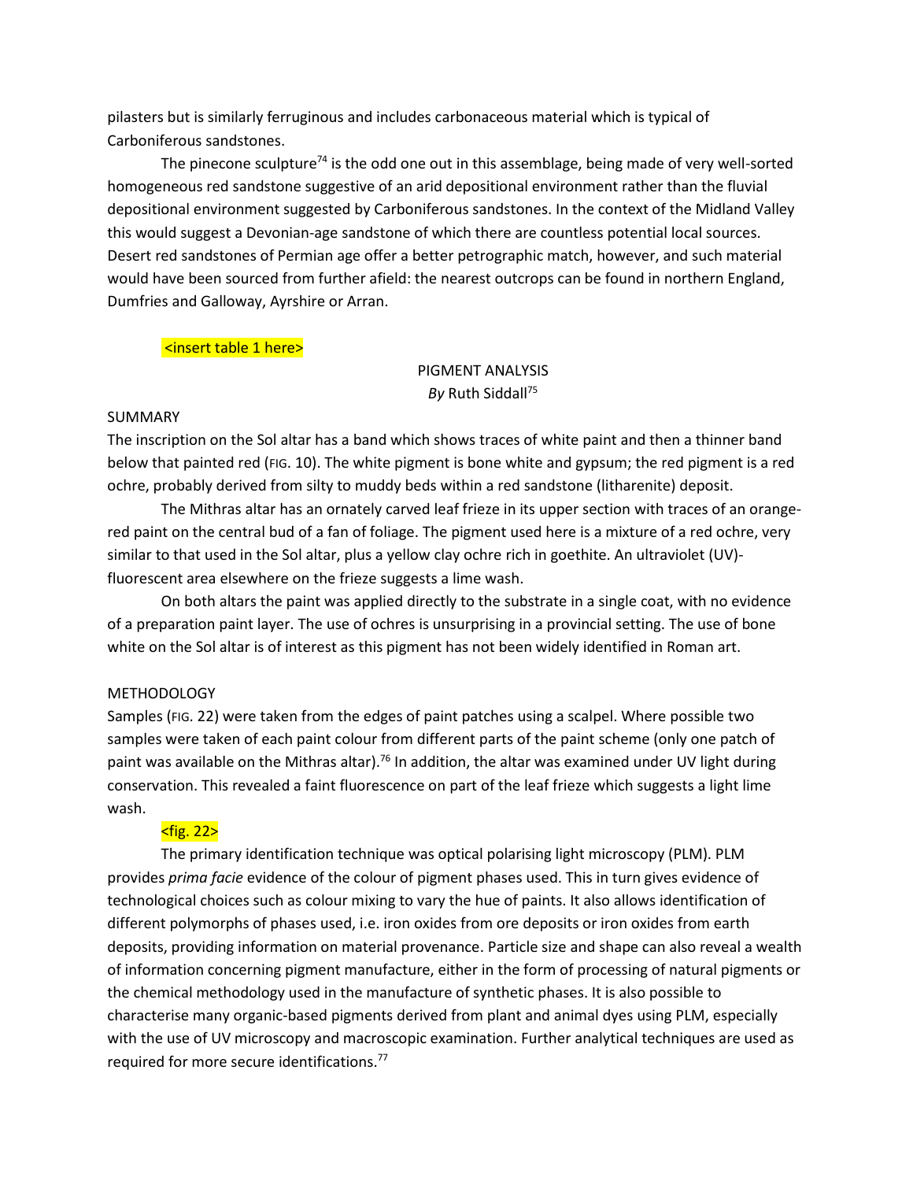pilasters but is similarly ferruginous and includes carbonaceous material which is typical of Carboniferous sandstones.

The pinecone sculpture[74] is the odd one out in this assemblage, being made of very well-sorted homogeneous red sandstone suggestive of an arid depositional environment rather than the fluvial depositional environment suggested by Carboniferous sandstones. In the context of the Midland Valley this would suggest a Devonian-age sandstone of which there are countless potential local sources. Desert red sandstones of Permian age offer a better petrographic match, however, and such material would have been sourced from further afield: the nearest outcrops can be found in northern England, Dumfries and Galloway, Ayrshire or Arran.

<insert table 1 here>

## PIGMENT ANALYSIS

*By* Ruth Siddall[75]

### SUMMARY

The inscription on the Sol altar has a band which shows traces of white paint and then a thinner band below that painted red (FIG. 10). The white pigment is bone white and gypsum; the red pigment is a red ochre, probably derived from silty to muddy beds within a red sandstone (litharenite) deposit.

The Mithras altar has an ornately carved leaf frieze in its upper section with traces of an orange-red paint on the central bud of a fan of foliage. The pigment used here is a mixture of a red ochre, very similar to that used in the Sol altar, plus a yellow clay ochre rich in goethite. An ultraviolet (UV)-fluorescent area elsewhere on the frieze suggests a lime wash.

On both altars the paint was applied directly to the substrate in a single coat, with no evidence of a preparation paint layer. The use of ochres is unsurprising in a provincial setting. The use of bone white on the Sol altar is of interest as this pigment has not been widely identified in Roman art.

### METHODOLOGY

Samples (FIG. 22) were taken from the edges of paint patches using a scalpel. Where possible two samples were taken of each paint colour from different parts of the paint scheme (only one patch of paint was available on the Mithras altar).[76] In addition, the altar was examined under UV light during conservation. This revealed a faint fluorescence on part of the leaf frieze which suggests a light lime wash.

<fig. 22>

The primary identification technique was optical polarising light microscopy (PLM). PLM provides *prima facie* evidence of the colour of pigment phases used. This in turn gives evidence of technological choices such as colour mixing to vary the hue of paints. It also allows identification of different polymorphs of phases used, i.e. iron oxides from ore deposits or iron oxides from earth deposits, providing information on material provenance. Particle size and shape can also reveal a wealth of information concerning pigment manufacture, either in the form of processing of natural pigments or the chemical methodology used in the manufacture of synthetic phases. It is also possible to characterise many organic-based pigments derived from plant and animal dyes using PLM, especially with the use of UV microscopy and macroscopic examination. Further analytical techniques are used as required for more secure identifications.[77]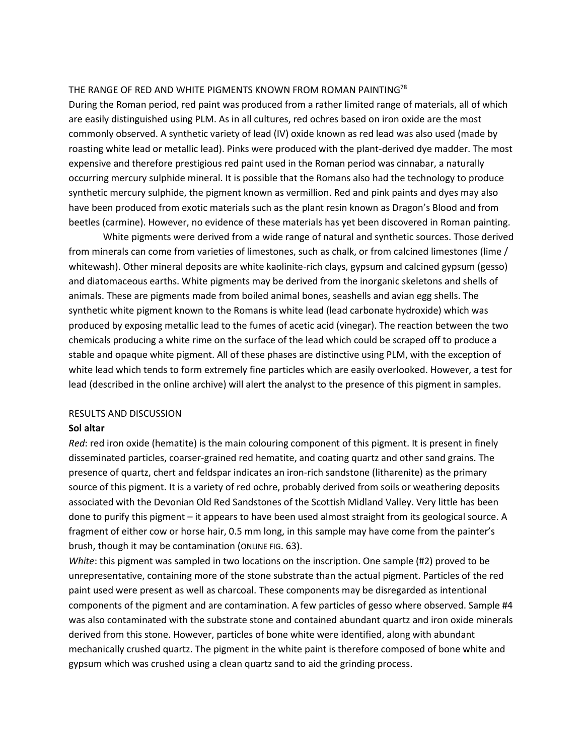THE RANGE OF RED AND WHITE PIGMENTS KNOWN FROM ROMAN PAINTING[78]

During the Roman period, red paint was produced from a rather limited range of materials, all of which are easily distinguished using PLM. As in all cultures, red ochres based on iron oxide are the most commonly observed. A synthetic variety of lead (IV) oxide known as red lead was also used (made by roasting white lead or metallic lead). Pinks were produced with the plant-derived dye madder. The most expensive and therefore prestigious red paint used in the Roman period was cinnabar, a naturally occurring mercury sulphide mineral. It is possible that the Romans also had the technology to produce synthetic mercury sulphide, the pigment known as vermillion. Red and pink paints and dyes may also have been produced from exotic materials such as the plant resin known as Dragon's Blood and from beetles (carmine). However, no evidence of these materials has yet been discovered in Roman painting.

White pigments were derived from a wide range of natural and synthetic sources. Those derived from minerals can come from varieties of limestones, such as chalk, or from calcined limestones (lime / whitewash). Other mineral deposits are white kaolinite-rich clays, gypsum and calcined gypsum (gesso) and diatomaceous earths. White pigments may be derived from the inorganic skeletons and shells of animals. These are pigments made from boiled animal bones, seashells and avian egg shells. The synthetic white pigment known to the Romans is white lead (lead carbonate hydroxide) which was produced by exposing metallic lead to the fumes of acetic acid (vinegar). The reaction between the two chemicals producing a white rime on the surface of the lead which could be scraped off to produce a stable and opaque white pigment. All of these phases are distinctive using PLM, with the exception of white lead which tends to form extremely fine particles which are easily overlooked. However, a test for lead (described in the online archive) will alert the analyst to the presence of this pigment in samples.

RESULTS AND DISCUSSION

**Sol altar**

*Red*: red iron oxide (hematite) is the main colouring component of this pigment. It is present in finely disseminated particles, coarser-grained red hematite, and coating quartz and other sand grains. The presence of quartz, chert and feldspar indicates an iron-rich sandstone (litharenite) as the primary source of this pigment. It is a variety of red ochre, probably derived from soils or weathering deposits associated with the Devonian Old Red Sandstones of the Scottish Midland Valley. Very little has been done to purify this pigment – it appears to have been used almost straight from its geological source. A fragment of either cow or horse hair, 0.5 mm long, in this sample may have come from the painter's brush, though it may be contamination (ONLINE FIG. 63).

*White*: this pigment was sampled in two locations on the inscription. One sample (#2) proved to be unrepresentative, containing more of the stone substrate than the actual pigment. Particles of the red paint used were present as well as charcoal. These components may be disregarded as intentional components of the pigment and are contamination. A few particles of gesso where observed. Sample #4 was also contaminated with the substrate stone and contained abundant quartz and iron oxide minerals derived from this stone. However, particles of bone white were identified, along with abundant mechanically crushed quartz. The pigment in the white paint is therefore composed of bone white and gypsum which was crushed using a clean quartz sand to aid the grinding process.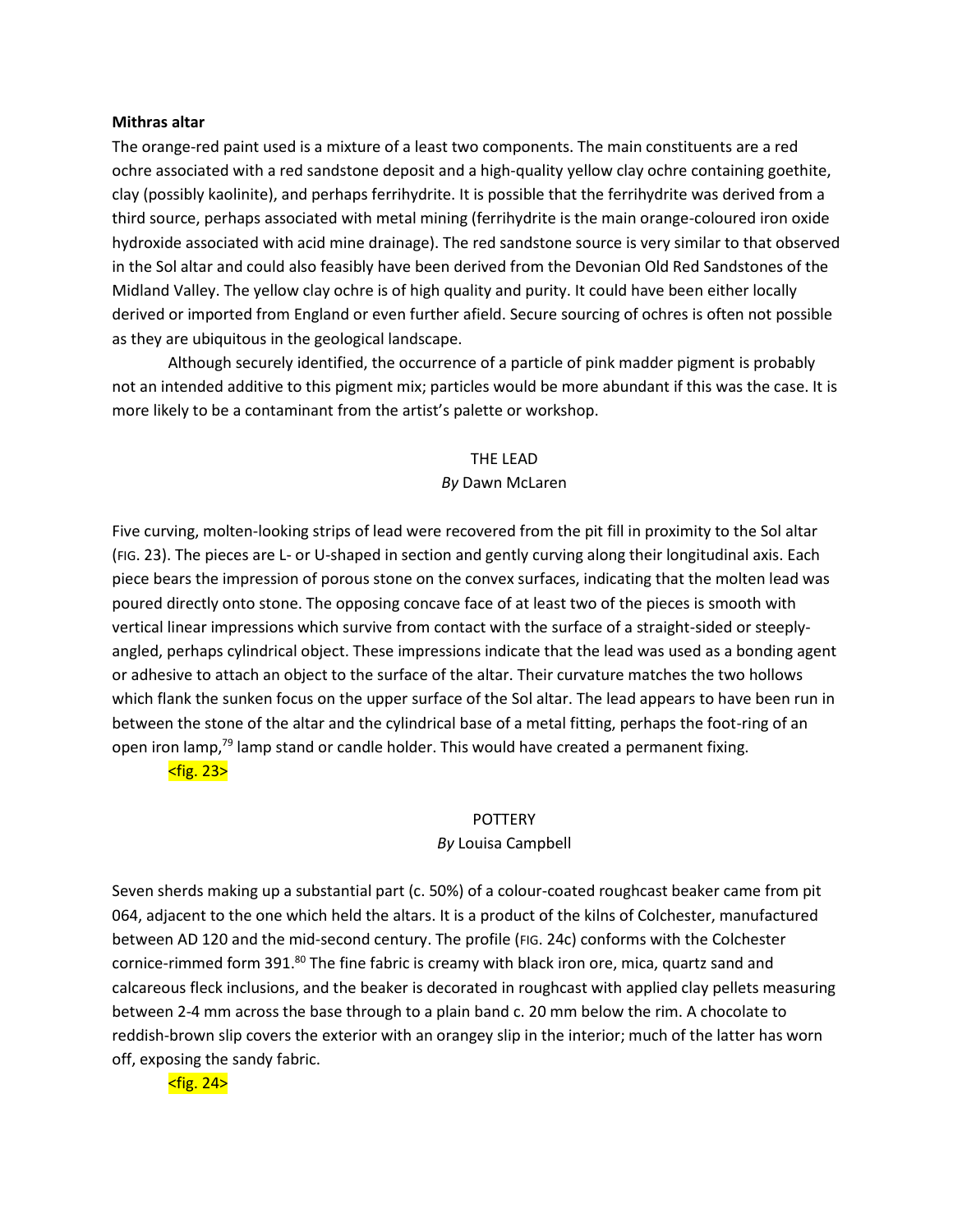**Mithras altar**

The orange-red paint used is a mixture of a least two components. The main constituents are a red ochre associated with a red sandstone deposit and a high-quality yellow clay ochre containing goethite, clay (possibly kaolinite), and perhaps ferrihydrite. It is possible that the ferrihydrite was derived from a third source, perhaps associated with metal mining (ferrihydrite is the main orange-coloured iron oxide hydroxide associated with acid mine drainage). The red sandstone source is very similar to that observed in the Sol altar and could also feasibly have been derived from the Devonian Old Red Sandstones of the Midland Valley. The yellow clay ochre is of high quality and purity. It could have been either locally derived or imported from England or even further afield. Secure sourcing of ochres is often not possible as they are ubiquitous in the geological landscape.

Although securely identified, the occurrence of a particle of pink madder pigment is probably not an intended additive to this pigment mix; particles would be more abundant if this was the case. It is more likely to be a contaminant from the artist's palette or workshop.

## THE LEAD

*By* Dawn McLaren

Five curving, molten-looking strips of lead were recovered from the pit fill in proximity to the Sol altar (FIG. 23). The pieces are L- or U-shaped in section and gently curving along their longitudinal axis. Each piece bears the impression of porous stone on the convex surfaces, indicating that the molten lead was poured directly onto stone. The opposing concave face of at least two of the pieces is smooth with vertical linear impressions which survive from contact with the surface of a straight-sided or steeply-angled, perhaps cylindrical object. These impressions indicate that the lead was used as a bonding agent or adhesive to attach an object to the surface of the altar. Their curvature matches the two hollows which flank the sunken focus on the upper surface of the Sol altar. The lead appears to have been run in between the stone of the altar and the cylindrical base of a metal fitting, perhaps the foot-ring of an open iron lamp,[79] lamp stand or candle holder. This would have created a permanent fixing.

<fig. 23>

## POTTERY

*By* Louisa Campbell

Seven sherds making up a substantial part (c. 50%) of a colour-coated roughcast beaker came from pit 064, adjacent to the one which held the altars. It is a product of the kilns of Colchester, manufactured between AD 120 and the mid-second century. The profile (FIG. 24c) conforms with the Colchester cornice-rimmed form 391.[80] The fine fabric is creamy with black iron ore, mica, quartz sand and calcareous fleck inclusions, and the beaker is decorated in roughcast with applied clay pellets measuring between 2-4 mm across the base through to a plain band c. 20 mm below the rim. A chocolate to reddish-brown slip covers the exterior with an orangey slip in the interior; much of the latter has worn off, exposing the sandy fabric.

<fig. 24>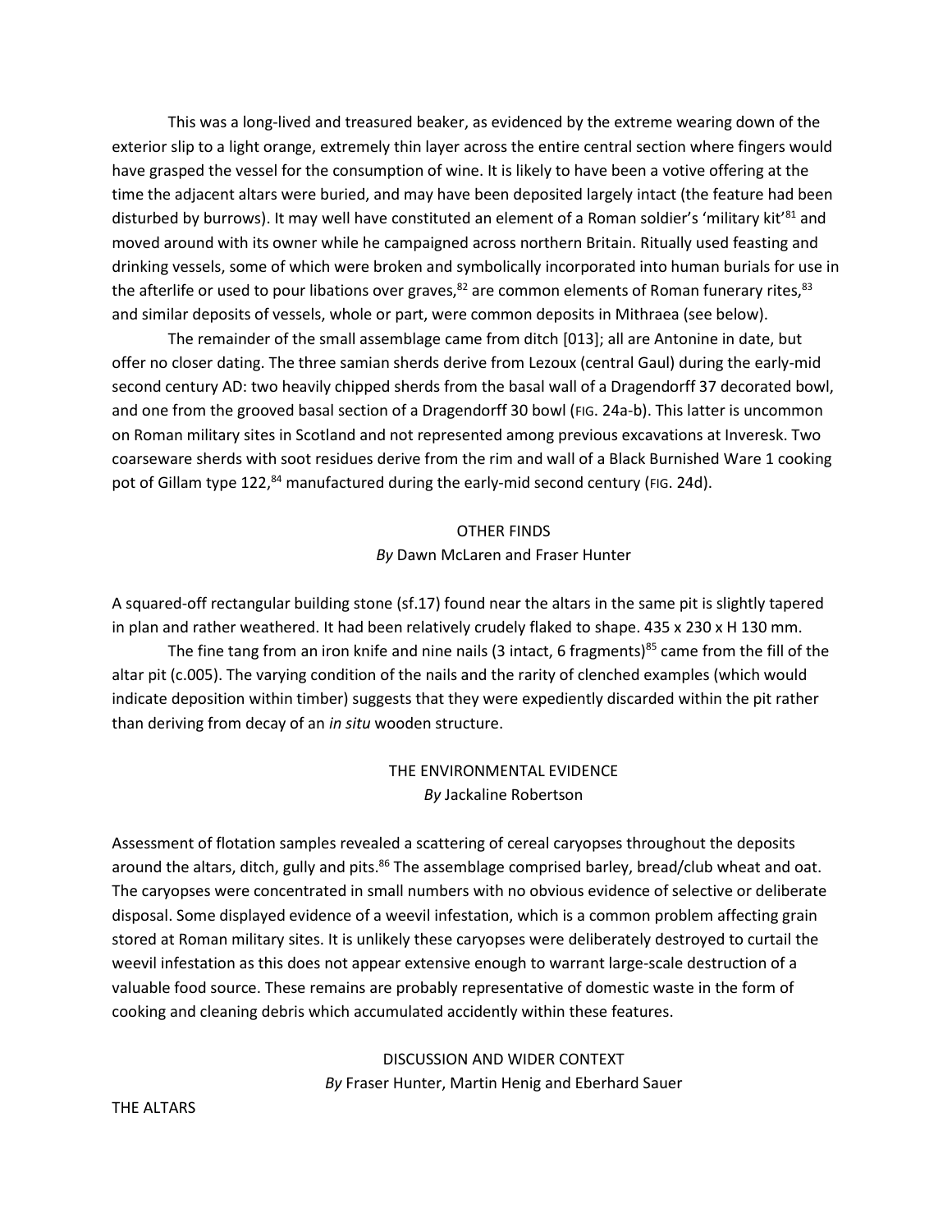This was a long-lived and treasured beaker, as evidenced by the extreme wearing down of the exterior slip to a light orange, extremely thin layer across the entire central section where fingers would have grasped the vessel for the consumption of wine. It is likely to have been a votive offering at the time the adjacent altars were buried, and may have been deposited largely intact (the feature had been disturbed by burrows). It may well have constituted an element of a Roman soldier's 'military kit'[81] and moved around with its owner while he campaigned across northern Britain. Ritually used feasting and drinking vessels, some of which were broken and symbolically incorporated into human burials for use in the afterlife or used to pour libations over graves,[82] are common elements of Roman funerary rites,[83] and similar deposits of vessels, whole or part, were common deposits in Mithraea (see below).

The remainder of the small assemblage came from ditch [013]; all are Antonine in date, but offer no closer dating. The three samian sherds derive from Lezoux (central Gaul) during the early-mid second century AD: two heavily chipped sherds from the basal wall of a Dragendorff 37 decorated bowl, and one from the grooved basal section of a Dragendorff 30 bowl (FIG. 24a-b). This latter is uncommon on Roman military sites in Scotland and not represented among previous excavations at Inveresk. Two coarseware sherds with soot residues derive from the rim and wall of a Black Burnished Ware 1 cooking pot of Gillam type 122,[84] manufactured during the early-mid second century (FIG. 24d).

## OTHER FINDS

*By* Dawn McLaren and Fraser Hunter

A squared-off rectangular building stone (sf.17) found near the altars in the same pit is slightly tapered in plan and rather weathered. It had been relatively crudely flaked to shape. 435 x 230 x H 130 mm.

The fine tang from an iron knife and nine nails (3 intact, 6 fragments)[85] came from the fill of the altar pit (c.005). The varying condition of the nails and the rarity of clenched examples (which would indicate deposition within timber) suggests that they were expediently discarded within the pit rather than deriving from decay of an *in situ* wooden structure.

## THE ENVIRONMENTAL EVIDENCE

*By* Jackaline Robertson

Assessment of flotation samples revealed a scattering of cereal caryopses throughout the deposits around the altars, ditch, gully and pits.[86] The assemblage comprised barley, bread/club wheat and oat. The caryopses were concentrated in small numbers with no obvious evidence of selective or deliberate disposal. Some displayed evidence of a weevil infestation, which is a common problem affecting grain stored at Roman military sites. It is unlikely these caryopses were deliberately destroyed to curtail the weevil infestation as this does not appear extensive enough to warrant large-scale destruction of a valuable food source. These remains are probably representative of domestic waste in the form of cooking and cleaning debris which accumulated accidently within these features.

## DISCUSSION AND WIDER CONTEXT

*By* Fraser Hunter, Martin Henig and Eberhard Sauer

### THE ALTARS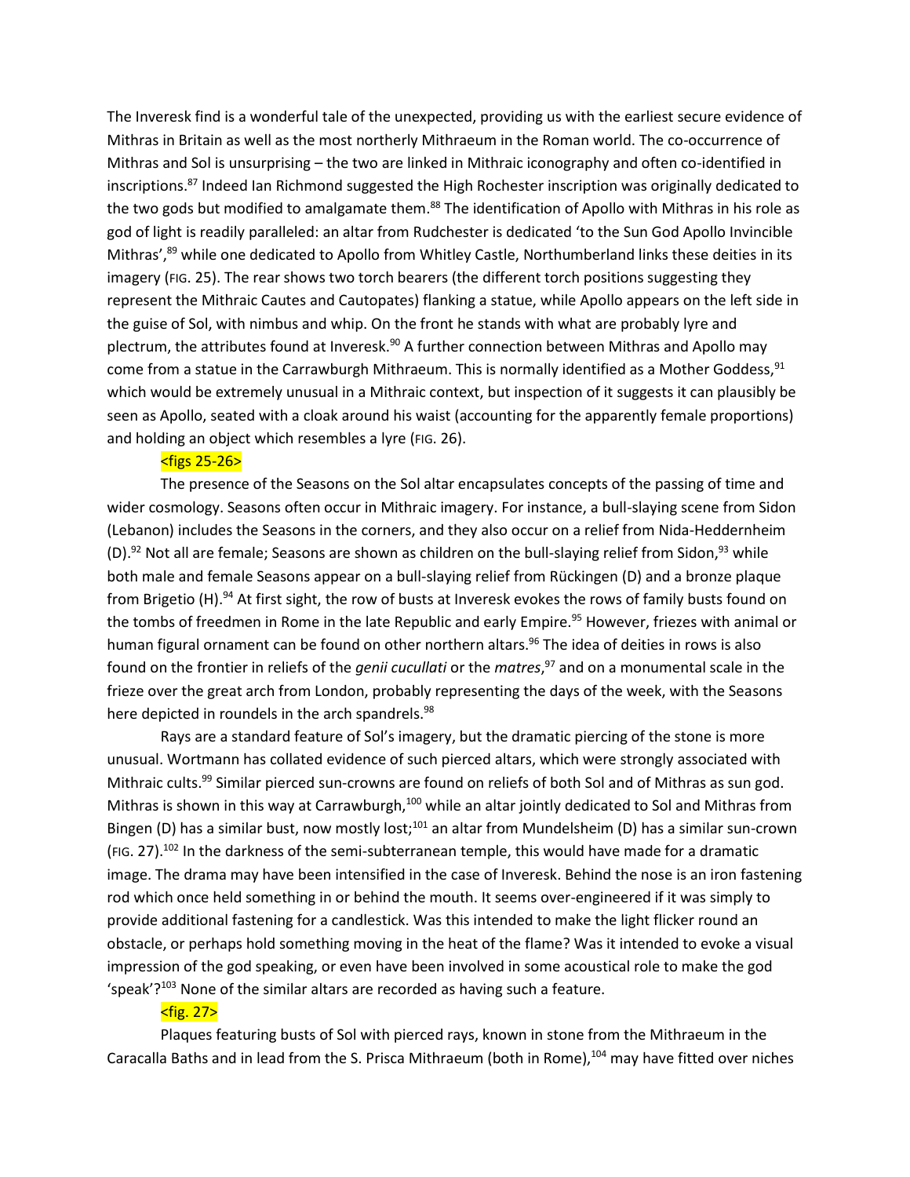The Inveresk find is a wonderful tale of the unexpected, providing us with the earliest secure evidence of Mithras in Britain as well as the most northerly Mithraeum in the Roman world. The co-occurrence of Mithras and Sol is unsurprising – the two are linked in Mithraic iconography and often co-identified in inscriptions.[87] Indeed Ian Richmond suggested the High Rochester inscription was originally dedicated to the two gods but modified to amalgamate them.[88] The identification of Apollo with Mithras in his role as god of light is readily paralleled: an altar from Rudchester is dedicated 'to the Sun God Apollo Invincible Mithras',[89] while one dedicated to Apollo from Whitley Castle, Northumberland links these deities in its imagery (FIG. 25). The rear shows two torch bearers (the different torch positions suggesting they represent the Mithraic Cautes and Cautopates) flanking a statue, while Apollo appears on the left side in the guise of Sol, with nimbus and whip. On the front he stands with what are probably lyre and plectrum, the attributes found at Inveresk.[90] A further connection between Mithras and Apollo may come from a statue in the Carrawburgh Mithraeum. This is normally identified as a Mother Goddess,[91] which would be extremely unusual in a Mithraic context, but inspection of it suggests it can plausibly be seen as Apollo, seated with a cloak around his waist (accounting for the apparently female proportions) and holding an object which resembles a lyre (FIG. 26).

<figs 25-26>

The presence of the Seasons on the Sol altar encapsulates concepts of the passing of time and wider cosmology. Seasons often occur in Mithraic imagery. For instance, a bull-slaying scene from Sidon (Lebanon) includes the Seasons in the corners, and they also occur on a relief from Nida-Heddernheim (D).[92] Not all are female; Seasons are shown as children on the bull-slaying relief from Sidon,[93] while both male and female Seasons appear on a bull-slaying relief from Rückingen (D) and a bronze plaque from Brigetio (H).[94] At first sight, the row of busts at Inveresk evokes the rows of family busts found on the tombs of freedmen in Rome in the late Republic and early Empire.[95] However, friezes with animal or human figural ornament can be found on other northern altars.[96] The idea of deities in rows is also found on the frontier in reliefs of the *genii cucullati* or the *matres*,[97] and on a monumental scale in the frieze over the great arch from London, probably representing the days of the week, with the Seasons here depicted in roundels in the arch spandrels.[98]

Rays are a standard feature of Sol's imagery, but the dramatic piercing of the stone is more unusual. Wortmann has collated evidence of such pierced altars, which were strongly associated with Mithraic cults.[99] Similar pierced sun-crowns are found on reliefs of both Sol and of Mithras as sun god. Mithras is shown in this way at Carrawburgh,[100] while an altar jointly dedicated to Sol and Mithras from Bingen (D) has a similar bust, now mostly lost;[101] an altar from Mundelsheim (D) has a similar sun-crown (FIG. 27).[102] In the darkness of the semi-subterranean temple, this would have made for a dramatic image. The drama may have been intensified in the case of Inveresk. Behind the nose is an iron fastening rod which once held something in or behind the mouth. It seems over-engineered if it was simply to provide additional fastening for a candlestick. Was this intended to make the light flicker round an obstacle, or perhaps hold something moving in the heat of the flame? Was it intended to evoke a visual impression of the god speaking, or even have been involved in some acoustical role to make the god 'speak'?[103] None of the similar altars are recorded as having such a feature.

<fig. 27>

Plaques featuring busts of Sol with pierced rays, known in stone from the Mithraeum in the Caracalla Baths and in lead from the S. Prisca Mithraeum (both in Rome),[104] may have fitted over niches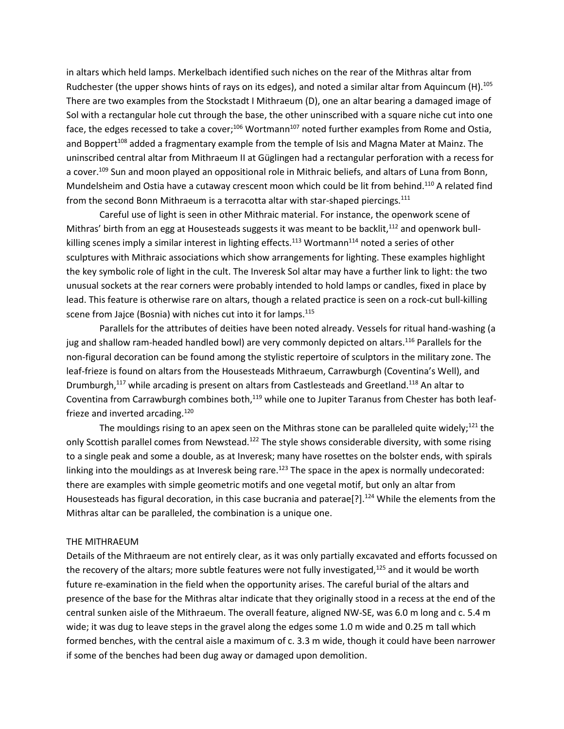in altars which held lamps. Merkelbach identified such niches on the rear of the Mithras altar from Rudchester (the upper shows hints of rays on its edges), and noted a similar altar from Aquincum (H).[105] There are two examples from the Stockstadt I Mithraeum (D), one an altar bearing a damaged image of Sol with a rectangular hole cut through the base, the other uninscribed with a square niche cut into one face, the edges recessed to take a cover;[106] Wortmann[107] noted further examples from Rome and Ostia, and Boppert[108] added a fragmentary example from the temple of Isis and Magna Mater at Mainz. The uninscribed central altar from Mithraeum II at Güglingen had a rectangular perforation with a recess for a cover.[109] Sun and moon played an oppositional role in Mithraic beliefs, and altars of Luna from Bonn, Mundelsheim and Ostia have a cutaway crescent moon which could be lit from behind.[110] A related find from the second Bonn Mithraeum is a terracotta altar with star-shaped piercings.[111]

Careful use of light is seen in other Mithraic material. For instance, the openwork scene of Mithras' birth from an egg at Housesteads suggests it was meant to be backlit,[112] and openwork bull-killing scenes imply a similar interest in lighting effects.[113] Wortmann[114] noted a series of other sculptures with Mithraic associations which show arrangements for lighting. These examples highlight the key symbolic role of light in the cult. The Inveresk Sol altar may have a further link to light: the two unusual sockets at the rear corners were probably intended to hold lamps or candles, fixed in place by lead. This feature is otherwise rare on altars, though a related practice is seen on a rock-cut bull-killing scene from Jajce (Bosnia) with niches cut into it for lamps.[115]

Parallels for the attributes of deities have been noted already. Vessels for ritual hand-washing (a jug and shallow ram-headed handled bowl) are very commonly depicted on altars.[116] Parallels for the non-figural decoration can be found among the stylistic repertoire of sculptors in the military zone. The leaf-frieze is found on altars from the Housesteads Mithraeum, Carrawburgh (Coventina's Well), and Drumburgh,[117] while arcading is present on altars from Castlesteads and Greetland.[118] An altar to Coventina from Carrawburgh combines both,[119] while one to Jupiter Taranus from Chester has both leaf-frieze and inverted arcading.[120]

The mouldings rising to an apex seen on the Mithras stone can be paralleled quite widely;[121] the only Scottish parallel comes from Newstead.[122] The style shows considerable diversity, with some rising to a single peak and some a double, as at Inveresk; many have rosettes on the bolster ends, with spirals linking into the mouldings as at Inveresk being rare.[123] The space in the apex is normally undecorated: there are examples with simple geometric motifs and one vegetal motif, but only an altar from Housesteads has figural decoration, in this case bucrania and paterae[?].[124] While the elements from the Mithras altar can be paralleled, the combination is a unique one.

## THE MITHRAEUM

Details of the Mithraeum are not entirely clear, as it was only partially excavated and efforts focussed on the recovery of the altars; more subtle features were not fully investigated,[125] and it would be worth future re-examination in the field when the opportunity arises. The careful burial of the altars and presence of the base for the Mithras altar indicate that they originally stood in a recess at the end of the central sunken aisle of the Mithraeum. The overall feature, aligned NW-SE, was 6.0 m long and c. 5.4 m wide; it was dug to leave steps in the gravel along the edges some 1.0 m wide and 0.25 m tall which formed benches, with the central aisle a maximum of c. 3.3 m wide, though it could have been narrower if some of the benches had been dug away or damaged upon demolition.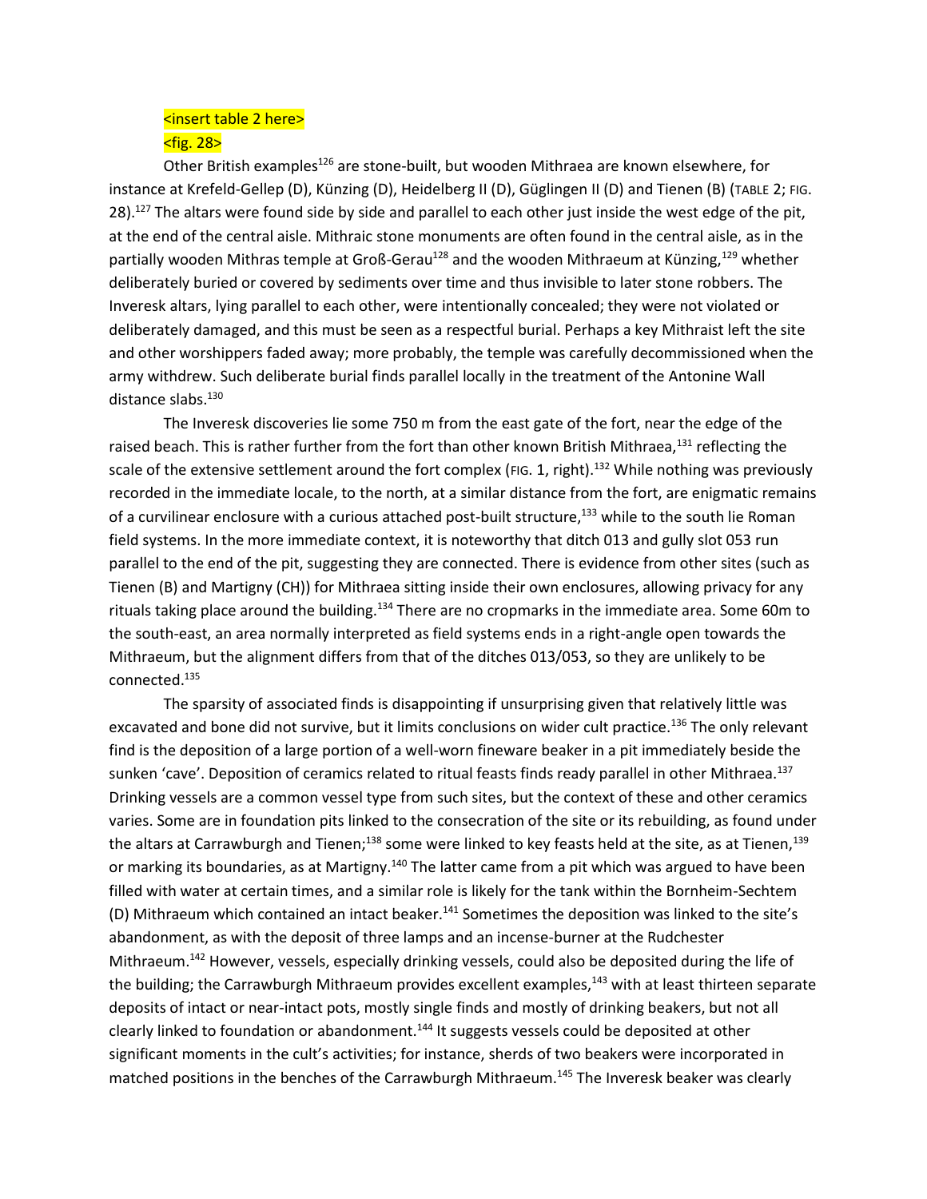<insert table 2 here>

<fig. 28>

Other British examples[126] are stone-built, but wooden Mithraea are known elsewhere, for instance at Krefeld-Gellep (D), Künzing (D), Heidelberg II (D), Güglingen II (D) and Tienen (B) (TABLE 2; FIG. 28).[127] The altars were found side by side and parallel to each other just inside the west edge of the pit, at the end of the central aisle. Mithraic stone monuments are often found in the central aisle, as in the partially wooden Mithras temple at Groß-Gerau[128] and the wooden Mithraeum at Künzing,[129] whether deliberately buried or covered by sediments over time and thus invisible to later stone robbers. The Inveresk altars, lying parallel to each other, were intentionally concealed; they were not violated or deliberately damaged, and this must be seen as a respectful burial. Perhaps a key Mithraist left the site and other worshippers faded away; more probably, the temple was carefully decommissioned when the army withdrew. Such deliberate burial finds parallel locally in the treatment of the Antonine Wall distance slabs.[130]

The Inveresk discoveries lie some 750 m from the east gate of the fort, near the edge of the raised beach. This is rather further from the fort than other known British Mithraea,[131] reflecting the scale of the extensive settlement around the fort complex (FIG. 1, right).[132] While nothing was previously recorded in the immediate locale, to the north, at a similar distance from the fort, are enigmatic remains of a curvilinear enclosure with a curious attached post-built structure,[133] while to the south lie Roman field systems. In the more immediate context, it is noteworthy that ditch 013 and gully slot 053 run parallel to the end of the pit, suggesting they are connected. There is evidence from other sites (such as Tienen (B) and Martigny (CH)) for Mithraea sitting inside their own enclosures, allowing privacy for any rituals taking place around the building.[134] There are no cropmarks in the immediate area. Some 60m to the south-east, an area normally interpreted as field systems ends in a right-angle open towards the Mithraeum, but the alignment differs from that of the ditches 013/053, so they are unlikely to be connected.[135]

The sparsity of associated finds is disappointing if unsurprising given that relatively little was excavated and bone did not survive, but it limits conclusions on wider cult practice.[136] The only relevant find is the deposition of a large portion of a well-worn fineware beaker in a pit immediately beside the sunken 'cave'. Deposition of ceramics related to ritual feasts finds ready parallel in other Mithraea.[137] Drinking vessels are a common vessel type from such sites, but the context of these and other ceramics varies. Some are in foundation pits linked to the consecration of the site or its rebuilding, as found under the altars at Carrawburgh and Tienen;[138] some were linked to key feasts held at the site, as at Tienen,[139] or marking its boundaries, as at Martigny.[140] The latter came from a pit which was argued to have been filled with water at certain times, and a similar role is likely for the tank within the Bornheim-Sechtem (D) Mithraeum which contained an intact beaker.[141] Sometimes the deposition was linked to the site's abandonment, as with the deposit of three lamps and an incense-burner at the Rudchester Mithraeum.[142] However, vessels, especially drinking vessels, could also be deposited during the life of the building; the Carrawburgh Mithraeum provides excellent examples,[143] with at least thirteen separate deposits of intact or near-intact pots, mostly single finds and mostly of drinking beakers, but not all clearly linked to foundation or abandonment.[144] It suggests vessels could be deposited at other significant moments in the cult's activities; for instance, sherds of two beakers were incorporated in matched positions in the benches of the Carrawburgh Mithraeum.[145] The Inveresk beaker was clearly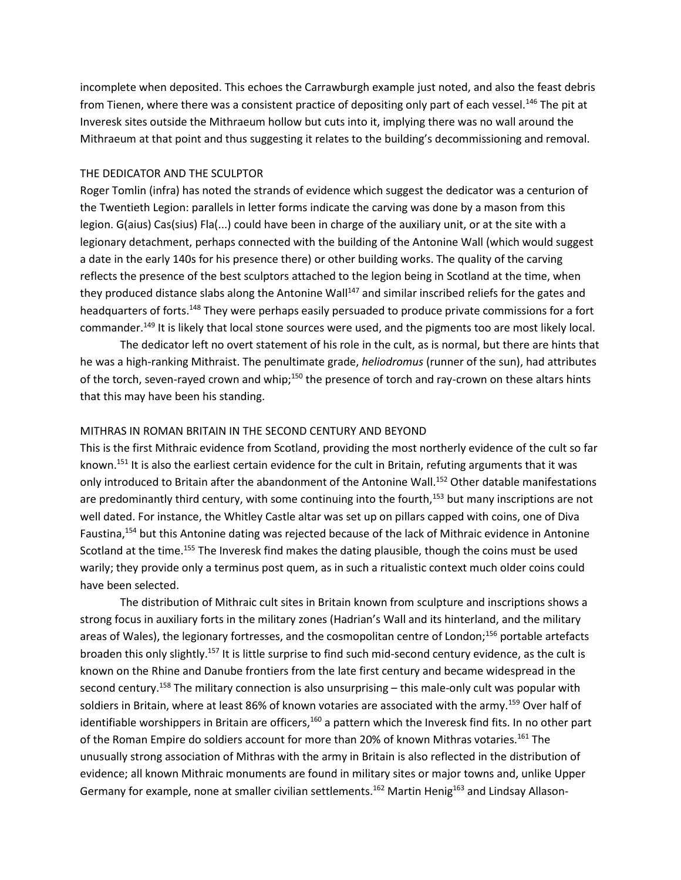incomplete when deposited. This echoes the Carrawburgh example just noted, and also the feast debris from Tienen, where there was a consistent practice of depositing only part of each vessel.[146] The pit at Inveresk sites outside the Mithraeum hollow but cuts into it, implying there was no wall around the Mithraeum at that point and thus suggesting it relates to the building's decommissioning and removal.

## THE DEDICATOR AND THE SCULPTOR

Roger Tomlin (infra) has noted the strands of evidence which suggest the dedicator was a centurion of the Twentieth Legion: parallels in letter forms indicate the carving was done by a mason from this legion. G(aius) Cas(sius) Fla(...) could have been in charge of the auxiliary unit, or at the site with a legionary detachment, perhaps connected with the building of the Antonine Wall (which would suggest a date in the early 140s for his presence there) or other building works. The quality of the carving reflects the presence of the best sculptors attached to the legion being in Scotland at the time, when they produced distance slabs along the Antonine Wall[147] and similar inscribed reliefs for the gates and headquarters of forts.[148] They were perhaps easily persuaded to produce private commissions for a fort commander.[149] It is likely that local stone sources were used, and the pigments too are most likely local.

The dedicator left no overt statement of his role in the cult, as is normal, but there are hints that he was a high-ranking Mithraist. The penultimate grade, *heliodromus* (runner of the sun), had attributes of the torch, seven-rayed crown and whip;[150] the presence of torch and ray-crown on these altars hints that this may have been his standing.

## MITHRAS IN ROMAN BRITAIN IN THE SECOND CENTURY AND BEYOND

This is the first Mithraic evidence from Scotland, providing the most northerly evidence of the cult so far known.[151] It is also the earliest certain evidence for the cult in Britain, refuting arguments that it was only introduced to Britain after the abandonment of the Antonine Wall.[152] Other datable manifestations are predominantly third century, with some continuing into the fourth,[153] but many inscriptions are not well dated. For instance, the Whitley Castle altar was set up on pillars capped with coins, one of Diva Faustina,[154] but this Antonine dating was rejected because of the lack of Mithraic evidence in Antonine Scotland at the time.[155] The Inveresk find makes the dating plausible, though the coins must be used warily; they provide only a terminus post quem, as in such a ritualistic context much older coins could have been selected.

The distribution of Mithraic cult sites in Britain known from sculpture and inscriptions shows a strong focus in auxiliary forts in the military zones (Hadrian's Wall and its hinterland, and the military areas of Wales), the legionary fortresses, and the cosmopolitan centre of London;[156] portable artefacts broaden this only slightly.[157] It is little surprise to find such mid-second century evidence, as the cult is known on the Rhine and Danube frontiers from the late first century and became widespread in the second century.[158] The military connection is also unsurprising – this male-only cult was popular with soldiers in Britain, where at least 86% of known votaries are associated with the army.[159] Over half of identifiable worshippers in Britain are officers,[160] a pattern which the Inveresk find fits. In no other part of the Roman Empire do soldiers account for more than 20% of known Mithras votaries.[161] The unusually strong association of Mithras with the army in Britain is also reflected in the distribution of evidence; all known Mithraic monuments are found in military sites or major towns and, unlike Upper Germany for example, none at smaller civilian settlements.[162] Martin Henig[163] and Lindsay Allason-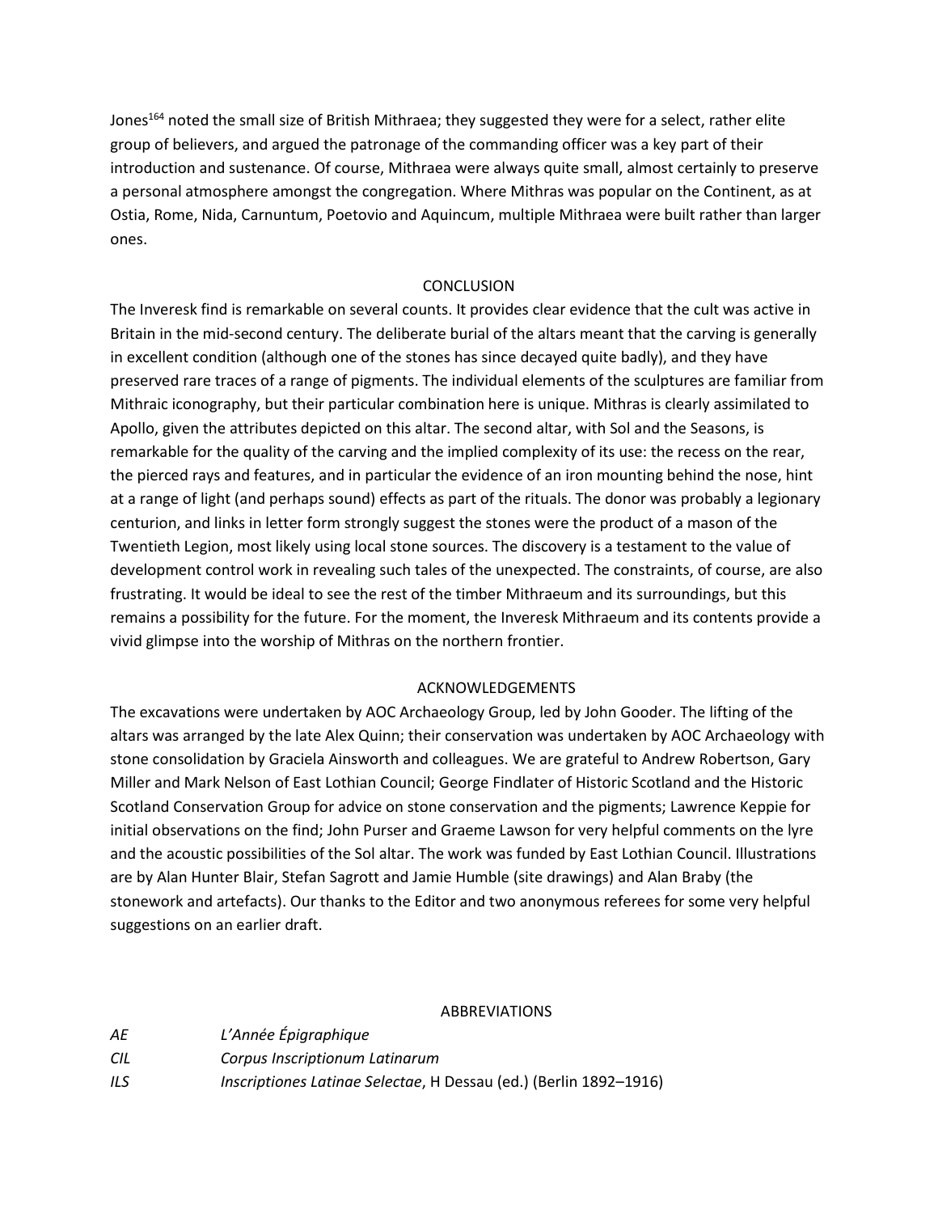Jones[164] noted the small size of British Mithraea; they suggested they were for a select, rather elite group of believers, and argued the patronage of the commanding officer was a key part of their introduction and sustenance. Of course, Mithraea were always quite small, almost certainly to preserve a personal atmosphere amongst the congregation. Where Mithras was popular on the Continent, as at Ostia, Rome, Nida, Carnuntum, Poetovio and Aquincum, multiple Mithraea were built rather than larger ones.

## CONCLUSION

The Inveresk find is remarkable on several counts. It provides clear evidence that the cult was active in Britain in the mid-second century. The deliberate burial of the altars meant that the carving is generally in excellent condition (although one of the stones has since decayed quite badly), and they have preserved rare traces of a range of pigments. The individual elements of the sculptures are familiar from Mithraic iconography, but their particular combination here is unique. Mithras is clearly assimilated to Apollo, given the attributes depicted on this altar. The second altar, with Sol and the Seasons, is remarkable for the quality of the carving and the implied complexity of its use: the recess on the rear, the pierced rays and features, and in particular the evidence of an iron mounting behind the nose, hint at a range of light (and perhaps sound) effects as part of the rituals. The donor was probably a legionary centurion, and links in letter form strongly suggest the stones were the product of a mason of the Twentieth Legion, most likely using local stone sources. The discovery is a testament to the value of development control work in revealing such tales of the unexpected. The constraints, of course, are also frustrating. It would be ideal to see the rest of the timber Mithraeum and its surroundings, but this remains a possibility for the future. For the moment, the Inveresk Mithraeum and its contents provide a vivid glimpse into the worship of Mithras on the northern frontier.

## ACKNOWLEDGEMENTS

The excavations were undertaken by AOC Archaeology Group, led by John Gooder. The lifting of the altars was arranged by the late Alex Quinn; their conservation was undertaken by AOC Archaeology with stone consolidation by Graciela Ainsworth and colleagues. We are grateful to Andrew Robertson, Gary Miller and Mark Nelson of East Lothian Council; George Findlater of Historic Scotland and the Historic Scotland Conservation Group for advice on stone conservation and the pigments; Lawrence Keppie for initial observations on the find; John Purser and Graeme Lawson for very helpful comments on the lyre and the acoustic possibilities of the Sol altar. The work was funded by East Lothian Council. Illustrations are by Alan Hunter Blair, Stefan Sagrott and Jamie Humble (site drawings) and Alan Braby (the stonework and artefacts). Our thanks to the Editor and two anonymous referees for some very helpful suggestions on an earlier draft.

## ABBREVIATIONS

| | |
|---|---|
| *AE* | *L'Année Épigraphique* |
| *CIL* | *Corpus Inscriptionum Latinarum* |
| *ILS* | *Inscriptiones Latinae Selectae*, H Dessau (ed.) (Berlin 1892–1916) |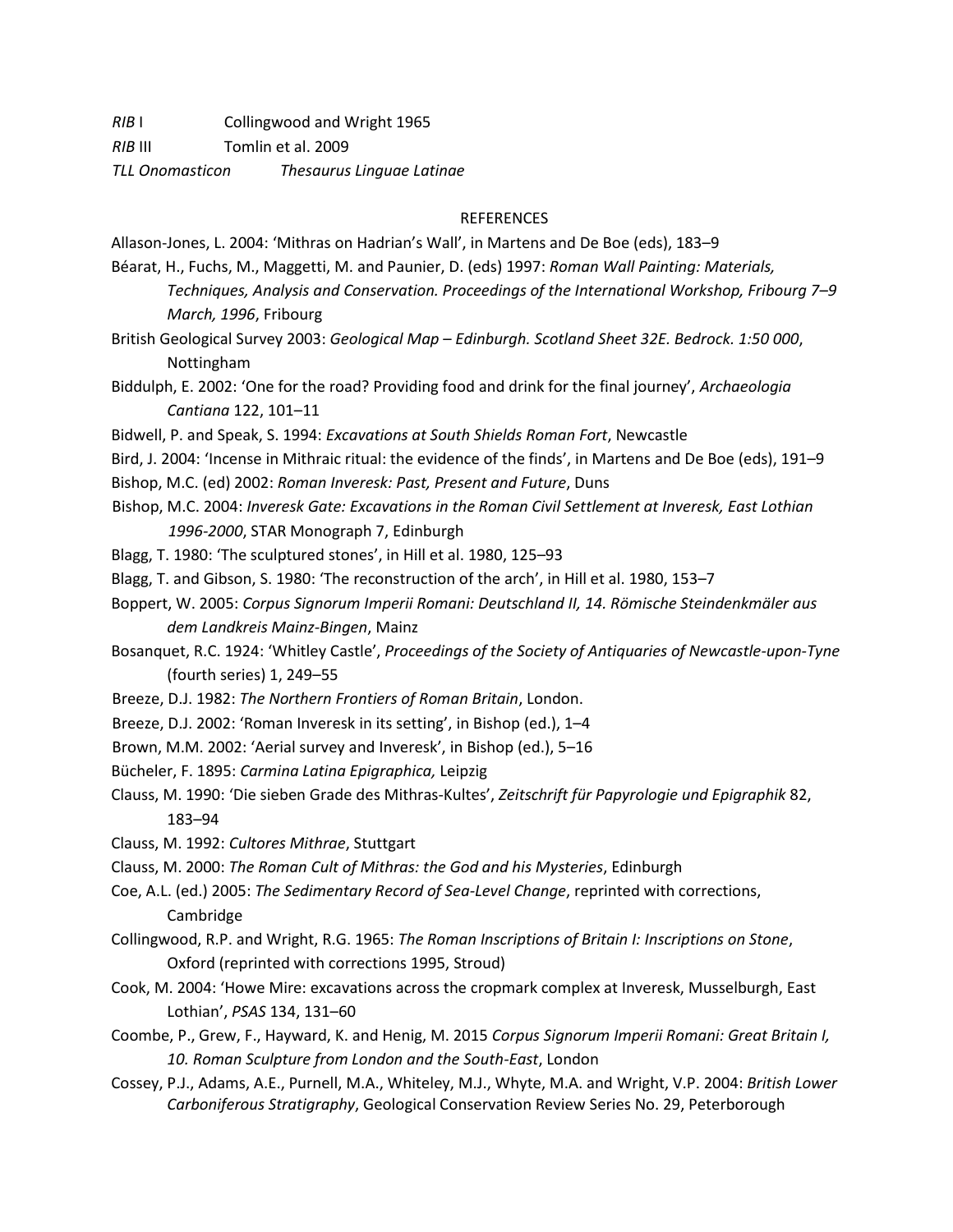*RIB* I	Collingwood and Wright 1965

*RIB* III	Tomlin et al. 2009

*TLL Onomasticon*	*Thesaurus Linguae Latinae*

## REFERENCES

Allason-Jones, L. 2004: 'Mithras on Hadrian's Wall', in Martens and De Boe (eds), 183–9

Béarat, H., Fuchs, M., Maggetti, M. and Paunier, D. (eds) 1997: *Roman Wall Painting: Materials, Techniques, Analysis and Conservation. Proceedings of the International Workshop, Fribourg 7–9 March, 1996*, Fribourg

British Geological Survey 2003: *Geological Map – Edinburgh. Scotland Sheet 32E. Bedrock. 1:50 000*, Nottingham

Biddulph, E. 2002: 'One for the road? Providing food and drink for the final journey', *Archaeologia Cantiana* 122, 101–11

Bidwell, P. and Speak, S. 1994: *Excavations at South Shields Roman Fort*, Newcastle

Bird, J. 2004: 'Incense in Mithraic ritual: the evidence of the finds', in Martens and De Boe (eds), 191–9

Bishop, M.C. (ed) 2002: *Roman Inveresk: Past, Present and Future*, Duns

Bishop, M.C. 2004: *Inveresk Gate: Excavations in the Roman Civil Settlement at Inveresk, East Lothian 1996-2000*, STAR Monograph 7, Edinburgh

Blagg, T. 1980: 'The sculptured stones', in Hill et al. 1980, 125–93

Blagg, T. and Gibson, S. 1980: 'The reconstruction of the arch', in Hill et al. 1980, 153–7

Boppert, W. 2005: *Corpus Signorum Imperii Romani: Deutschland II, 14. Römische Steindenkmäler aus dem Landkreis Mainz-Bingen*, Mainz

Bosanquet, R.C. 1924: 'Whitley Castle', *Proceedings of the Society of Antiquaries of Newcastle-upon-Tyne* (fourth series) 1, 249–55

Breeze, D.J. 1982: *The Northern Frontiers of Roman Britain*, London.

Breeze, D.J. 2002: 'Roman Inveresk in its setting', in Bishop (ed.), 1–4

Brown, M.M. 2002: 'Aerial survey and Inveresk', in Bishop (ed.), 5–16

Bücheler, F. 1895: *Carmina Latina Epigraphica,* Leipzig

Clauss, M. 1990: 'Die sieben Grade des Mithras-Kultes', *Zeitschrift für Papyrologie und Epigraphik* 82, 183–94

Clauss, M. 1992: *Cultores Mithrae*, Stuttgart

Clauss, M. 2000: *The Roman Cult of Mithras: the God and his Mysteries*, Edinburgh

Coe, A.L. (ed.) 2005: *The Sedimentary Record of Sea-Level Change*, reprinted with corrections, Cambridge

Collingwood, R.P. and Wright, R.G. 1965: *The Roman Inscriptions of Britain I: Inscriptions on Stone*, Oxford (reprinted with corrections 1995, Stroud)

Cook, M. 2004: 'Howe Mire: excavations across the cropmark complex at Inveresk, Musselburgh, East Lothian', *PSAS* 134, 131–60

Coombe, P., Grew, F., Hayward, K. and Henig, M. 2015 *Corpus Signorum Imperii Romani: Great Britain I, 10. Roman Sculpture from London and the South-East*, London

Cossey, P.J., Adams, A.E., Purnell, M.A., Whiteley, M.J., Whyte, M.A. and Wright, V.P. 2004: *British Lower Carboniferous Stratigraphy*, Geological Conservation Review Series No. 29, Peterborough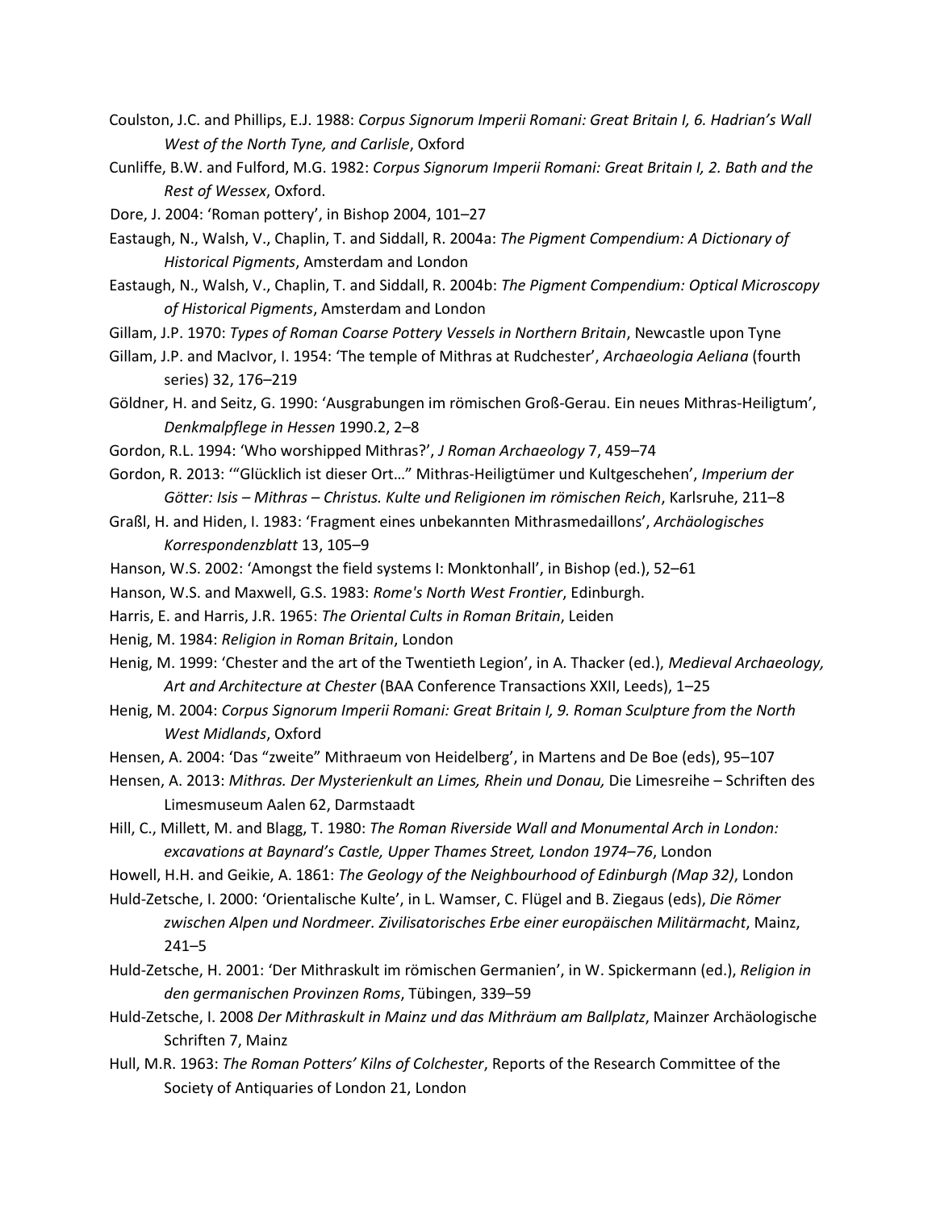Coulston, J.C. and Phillips, E.J. 1988: *Corpus Signorum Imperii Romani: Great Britain I, 6. Hadrian's Wall West of the North Tyne, and Carlisle*, Oxford

Cunliffe, B.W. and Fulford, M.G. 1982: *Corpus Signorum Imperii Romani: Great Britain I, 2. Bath and the Rest of Wessex*, Oxford.

Dore, J. 2004: 'Roman pottery', in Bishop 2004, 101–27

Eastaugh, N., Walsh, V., Chaplin, T. and Siddall, R. 2004a: *The Pigment Compendium: A Dictionary of Historical Pigments*, Amsterdam and London

Eastaugh, N., Walsh, V., Chaplin, T. and Siddall, R. 2004b: *The Pigment Compendium: Optical Microscopy of Historical Pigments*, Amsterdam and London

Gillam, J.P. 1970: *Types of Roman Coarse Pottery Vessels in Northern Britain*, Newcastle upon Tyne

Gillam, J.P. and MacIvor, I. 1954: 'The temple of Mithras at Rudchester', *Archaeologia Aeliana* (fourth series) 32, 176–219

Göldner, H. and Seitz, G. 1990: 'Ausgrabungen im römischen Groß-Gerau. Ein neues Mithras-Heiligtum', *Denkmalpflege in Hessen* 1990.2, 2–8

Gordon, R.L. 1994: 'Who worshipped Mithras?', *J Roman Archaeology* 7, 459–74

Gordon, R. 2013: '"Glücklich ist dieser Ort…" Mithras-Heiligtümer und Kultgeschehen', *Imperium der Götter: Isis – Mithras – Christus. Kulte und Religionen im römischen Reich*, Karlsruhe, 211–8

Graßl, H. and Hiden, I. 1983: 'Fragment eines unbekannten Mithrasmedaillons', *Archäologisches Korrespondenzblatt* 13, 105–9

Hanson, W.S. 2002: 'Amongst the field systems I: Monktonhall', in Bishop (ed.), 52–61

Hanson, W.S. and Maxwell, G.S. 1983: *Rome's North West Frontier*, Edinburgh.

Harris, E. and Harris, J.R. 1965: *The Oriental Cults in Roman Britain*, Leiden

Henig, M. 1984: *Religion in Roman Britain*, London

Henig, M. 1999: 'Chester and the art of the Twentieth Legion', in A. Thacker (ed.), *Medieval Archaeology, Art and Architecture at Chester* (BAA Conference Transactions XXII, Leeds), 1–25

Henig, M. 2004: *Corpus Signorum Imperii Romani: Great Britain I, 9. Roman Sculpture from the North West Midlands*, Oxford

Hensen, A. 2004: 'Das "zweite" Mithraeum von Heidelberg', in Martens and De Boe (eds), 95–107

Hensen, A. 2013: *Mithras. Der Mysterienkult an Limes, Rhein und Donau,* Die Limesreihe – Schriften des Limesmuseum Aalen 62, Darmstaadt

Hill, C., Millett, M. and Blagg, T. 1980: *The Roman Riverside Wall and Monumental Arch in London: excavations at Baynard's Castle, Upper Thames Street, London 1974–76*, London

Howell, H.H. and Geikie, A. 1861: *The Geology of the Neighbourhood of Edinburgh (Map 32)*, London

Huld-Zetsche, I. 2000: 'Orientalische Kulte', in L. Wamser, C. Flügel and B. Ziegaus (eds), *Die Römer zwischen Alpen und Nordmeer. Zivilisatorisches Erbe einer europäischen Militärmacht*, Mainz, 241–5

Huld-Zetsche, H. 2001: 'Der Mithraskult im römischen Germanien', in W. Spickermann (ed.), *Religion in den germanischen Provinzen Roms*, Tübingen, 339–59

Huld-Zetsche, I. 2008 *Der Mithraskult in Mainz und das Mithräum am Ballplatz*, Mainzer Archäologische Schriften 7, Mainz

Hull, M.R. 1963: *The Roman Potters' Kilns of Colchester*, Reports of the Research Committee of the Society of Antiquaries of London 21, London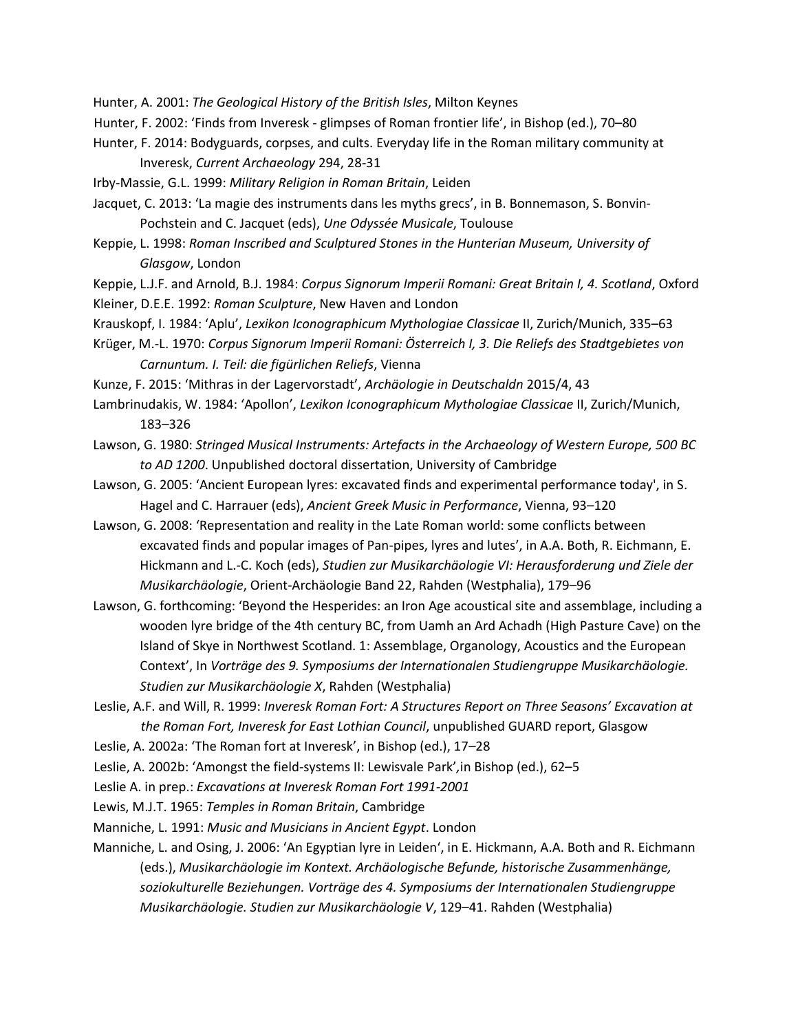Hunter, A. 2001: *The Geological History of the British Isles*, Milton Keynes

Hunter, F. 2002: 'Finds from Inveresk - glimpses of Roman frontier life', in Bishop (ed.), 70–80

Hunter, F. 2014: Bodyguards, corpses, and cults. Everyday life in the Roman military community at Inveresk, *Current Archaeology* 294, 28-31

Irby-Massie, G.L. 1999: *Military Religion in Roman Britain*, Leiden

Jacquet, C. 2013: 'La magie des instruments dans les myths grecs', in B. Bonnemason, S. Bonvin-Pochstein and C. Jacquet (eds), *Une Odyssée Musicale*, Toulouse

Keppie, L. 1998: *Roman Inscribed and Sculptured Stones in the Hunterian Museum, University of Glasgow*, London

Keppie, L.J.F. and Arnold, B.J. 1984: *Corpus Signorum Imperii Romani: Great Britain I, 4. Scotland*, Oxford

Kleiner, D.E.E. 1992: *Roman Sculpture*, New Haven and London

Krauskopf, I. 1984: 'Aplu', *Lexikon Iconographicum Mythologiae Classicae* II, Zurich/Munich, 335–63

Krüger, M.-L. 1970: *Corpus Signorum Imperii Romani: Österreich I, 3. Die Reliefs des Stadtgebietes von Carnuntum. I. Teil: die figürlichen Reliefs*, Vienna

Kunze, F. 2015: 'Mithras in der Lagervorstadt', *Archäologie in Deutschaldn* 2015/4, 43

Lambrinudakis, W. 1984: 'Apollon', *Lexikon Iconographicum Mythologiae Classicae* II, Zurich/Munich, 183–326

Lawson, G. 1980: *Stringed Musical Instruments: Artefacts in the Archaeology of Western Europe, 500 BC to AD 1200*. Unpublished doctoral dissertation, University of Cambridge

Lawson, G. 2005: 'Ancient European lyres: excavated finds and experimental performance today', in S. Hagel and C. Harrauer (eds), *Ancient Greek Music in Performance*, Vienna, 93–120

Lawson, G. 2008: 'Representation and reality in the Late Roman world: some conflicts between excavated finds and popular images of Pan-pipes, lyres and lutes', in A.A. Both, R. Eichmann, E. Hickmann and L.-C. Koch (eds), *Studien zur Musikarchäologie VI: Herausforderung und Ziele der Musikarchäologie*, Orient-Archäologie Band 22, Rahden (Westphalia), 179–96

Lawson, G. forthcoming: 'Beyond the Hesperides: an Iron Age acoustical site and assemblage, including a wooden lyre bridge of the 4th century BC, from Uamh an Ard Achadh (High Pasture Cave) on the Island of Skye in Northwest Scotland. 1: Assemblage, Organology, Acoustics and the European Context', In *Vorträge des 9. Symposiums der Internationalen Studiengruppe Musikarchäologie. Studien zur Musikarchäologie X*, Rahden (Westphalia)

Leslie, A.F. and Will, R. 1999: *Inveresk Roman Fort: A Structures Report on Three Seasons' Excavation at the Roman Fort, Inveresk for East Lothian Council*, unpublished GUARD report, Glasgow

Leslie, A. 2002a: 'The Roman fort at Inveresk', in Bishop (ed.), 17–28

Leslie, A. 2002b: 'Amongst the field-systems II: Lewisvale Park',in Bishop (ed.), 62–5

Leslie A. in prep.: *Excavations at Inveresk Roman Fort 1991-2001*

Lewis, M.J.T. 1965: *Temples in Roman Britain*, Cambridge

Manniche, L. 1991: *Music and Musicians in Ancient Egypt*. London

Manniche, L. and Osing, J. 2006: 'An Egyptian lyre in Leiden', in E. Hickmann, A.A. Both and R. Eichmann (eds.), *Musikarchäologie im Kontext. Archäologische Befunde, historische Zusammenhänge, soziokulturelle Beziehungen. Vorträge des 4. Symposiums der Internationalen Studiengruppe Musikarchäologie. Studien zur Musikarchäologie V*, 129–41. Rahden (Westphalia)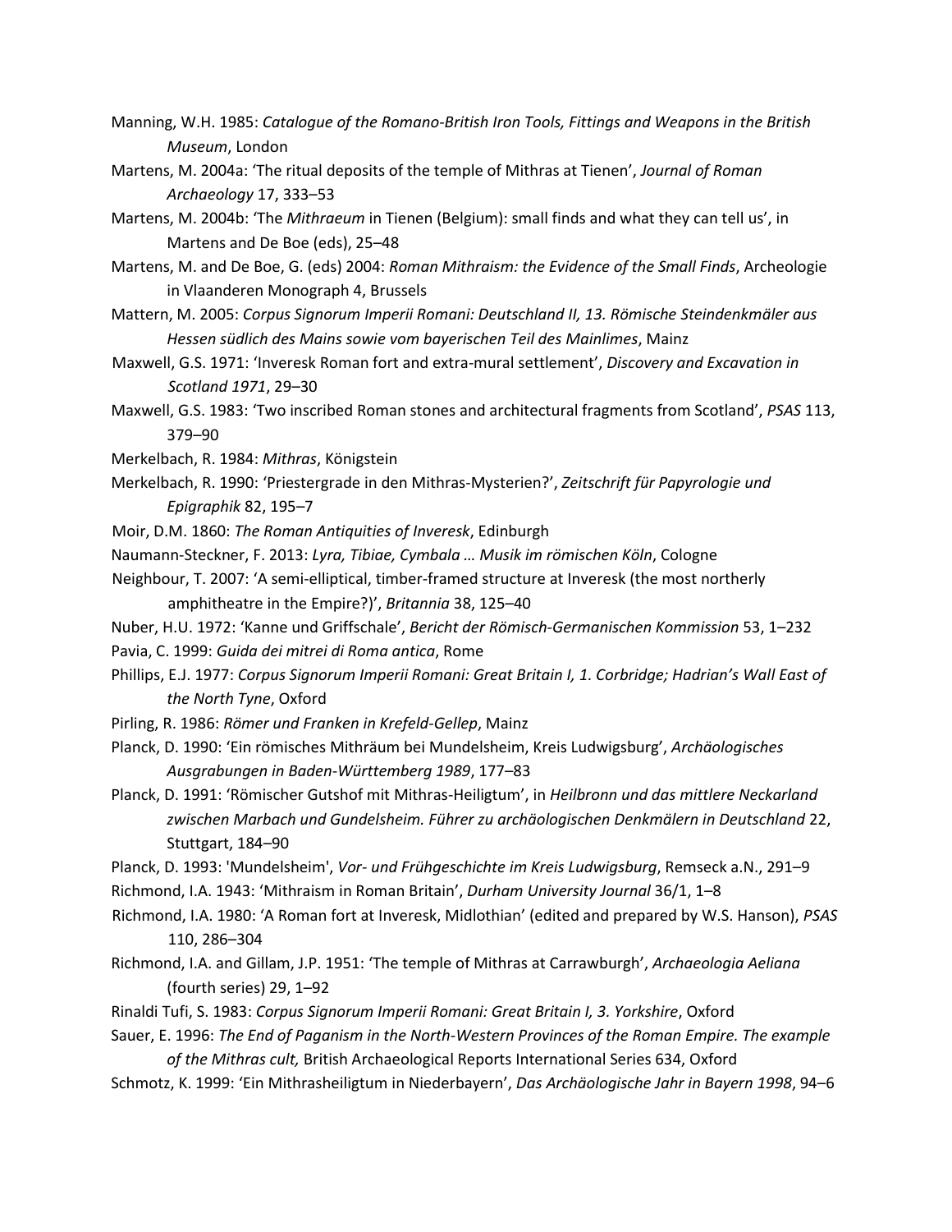Manning, W.H. 1985: *Catalogue of the Romano-British Iron Tools, Fittings and Weapons in the British Museum*, London

Martens, M. 2004a: 'The ritual deposits of the temple of Mithras at Tienen', *Journal of Roman Archaeology* 17, 333–53

Martens, M. 2004b: 'The *Mithraeum* in Tienen (Belgium): small finds and what they can tell us', in Martens and De Boe (eds), 25–48

Martens, M. and De Boe, G. (eds) 2004: *Roman Mithraism: the Evidence of the Small Finds*, Archeologie in Vlaanderen Monograph 4, Brussels

Mattern, M. 2005: *Corpus Signorum Imperii Romani: Deutschland II, 13. Römische Steindenkmäler aus Hessen südlich des Mains sowie vom bayerischen Teil des Mainlimes*, Mainz

Maxwell, G.S. 1971: 'Inveresk Roman fort and extra-mural settlement', *Discovery and Excavation in Scotland 1971*, 29–30

Maxwell, G.S. 1983: 'Two inscribed Roman stones and architectural fragments from Scotland', *PSAS* 113, 379–90

Merkelbach, R. 1984: *Mithras*, Königstein

Merkelbach, R. 1990: 'Priestergrade in den Mithras-Mysterien?', *Zeitschrift für Papyrologie und Epigraphik* 82, 195–7

Moir, D.M. 1860: *The Roman Antiquities of Inveresk*, Edinburgh

Naumann-Steckner, F. 2013: *Lyra, Tibiae, Cymbala … Musik im römischen Köln*, Cologne

Neighbour, T. 2007: 'A semi-elliptical, timber-framed structure at Inveresk (the most northerly amphitheatre in the Empire?)', *Britannia* 38, 125–40

Nuber, H.U. 1972: 'Kanne und Griffschale', *Bericht der Römisch-Germanischen Kommission* 53, 1–232

Pavia, C. 1999: *Guida dei mitrei di Roma antica*, Rome

Phillips, E.J. 1977: *Corpus Signorum Imperii Romani: Great Britain I, 1. Corbridge; Hadrian's Wall East of the North Tyne*, Oxford

Pirling, R. 1986: *Römer und Franken in Krefeld-Gellep*, Mainz

Planck, D. 1990: 'Ein römisches Mithräum bei Mundelsheim, Kreis Ludwigsburg', *Archäologisches Ausgrabungen in Baden-Württemberg 1989*, 177–83

Planck, D. 1991: 'Römischer Gutshof mit Mithras-Heiligtum', in *Heilbronn und das mittlere Neckarland zwischen Marbach und Gundelsheim. Führer zu archäologischen Denkmälern in Deutschland* 22, Stuttgart, 184–90

Planck, D. 1993: 'Mundelsheim', *Vor- und Frühgeschichte im Kreis Ludwigsburg*, Remseck a.N., 291–9

Richmond, I.A. 1943: 'Mithraism in Roman Britain', *Durham University Journal* 36/1, 1–8

Richmond, I.A. 1980: 'A Roman fort at Inveresk, Midlothian' (edited and prepared by W.S. Hanson), *PSAS* 110, 286–304

Richmond, I.A. and Gillam, J.P. 1951: 'The temple of Mithras at Carrawburgh', *Archaeologia Aeliana* (fourth series) 29, 1–92

Rinaldi Tufi, S. 1983: *Corpus Signorum Imperii Romani: Great Britain I, 3. Yorkshire*, Oxford

Sauer, E. 1996: *The End of Paganism in the North-Western Provinces of the Roman Empire. The example of the Mithras cult,* British Archaeological Reports International Series 634, Oxford

Schmotz, K. 1999: 'Ein Mithrasheiligtum in Niederbayern', *Das Archäologische Jahr in Bayern 1998*, 94–6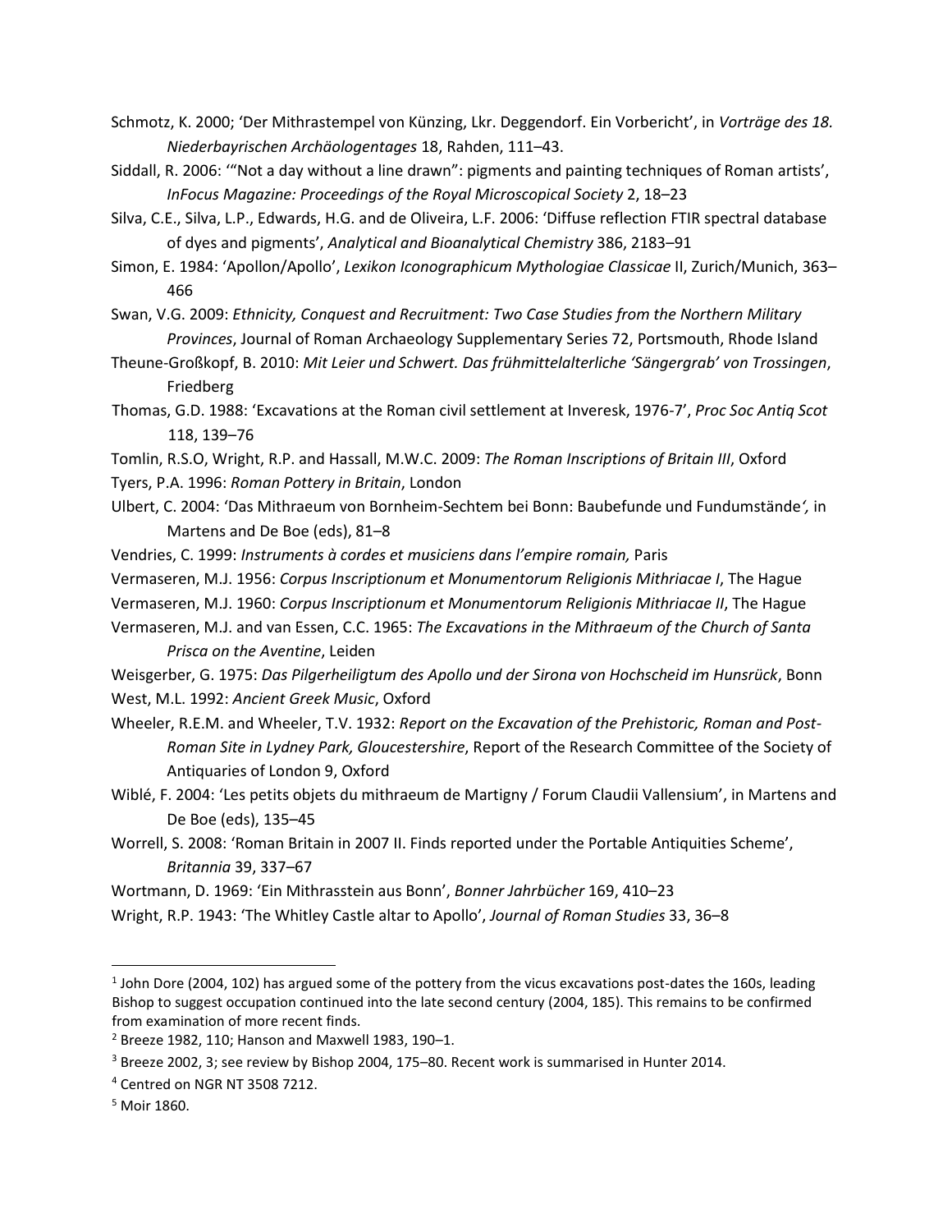Schmotz, K. 2000; 'Der Mithrastempel von Künzing, Lkr. Deggendorf. Ein Vorbericht', in *Vorträge des 18. Niederbayrischen Archäologentages* 18, Rahden, 111–43.

Siddall, R. 2006: '"Not a day without a line drawn": pigments and painting techniques of Roman artists', *InFocus Magazine: Proceedings of the Royal Microscopical Society* 2, 18–23

Silva, C.E., Silva, L.P., Edwards, H.G. and de Oliveira, L.F. 2006: 'Diffuse reflection FTIR spectral database of dyes and pigments', *Analytical and Bioanalytical Chemistry* 386, 2183–91

Simon, E. 1984: 'Apollon/Apollo', *Lexikon Iconographicum Mythologiae Classicae* II, Zurich/Munich, 363–466

Swan, V.G. 2009: *Ethnicity, Conquest and Recruitment: Two Case Studies from the Northern Military Provinces*, Journal of Roman Archaeology Supplementary Series 72, Portsmouth, Rhode Island

Theune-Großkopf, B. 2010: *Mit Leier und Schwert. Das frühmittelalterliche 'Sängergrab' von Trossingen*, Friedberg

Thomas, G.D. 1988: 'Excavations at the Roman civil settlement at Inveresk, 1976-7', *Proc Soc Antiq Scot* 118, 139–76

Tomlin, R.S.O, Wright, R.P. and Hassall, M.W.C. 2009: *The Roman Inscriptions of Britain III*, Oxford

Tyers, P.A. 1996: *Roman Pottery in Britain*, London

Ulbert, C. 2004: 'Das Mithraeum von Bornheim-Sechtem bei Bonn: Baubefunde und Fundumstände', in Martens and De Boe (eds), 81–8

Vendries, C. 1999: *Instruments à cordes et musiciens dans l'empire romain,* Paris

Vermaseren, M.J. 1956: *Corpus Inscriptionum et Monumentorum Religionis Mithriacae I*, The Hague

Vermaseren, M.J. 1960: *Corpus Inscriptionum et Monumentorum Religionis Mithriacae II*, The Hague

Vermaseren, M.J. and van Essen, C.C. 1965: *The Excavations in the Mithraeum of the Church of Santa Prisca on the Aventine*, Leiden

Weisgerber, G. 1975: *Das Pilgerheiligtum des Apollo und der Sirona von Hochscheid im Hunsrück*, Bonn

West, M.L. 1992: *Ancient Greek Music*, Oxford

Wheeler, R.E.M. and Wheeler, T.V. 1932: *Report on the Excavation of the Prehistoric, Roman and Post-Roman Site in Lydney Park, Gloucestershire*, Report of the Research Committee of the Society of Antiquaries of London 9, Oxford

Wiblé, F. 2004: 'Les petits objets du mithraeum de Martigny / Forum Claudii Vallensium', in Martens and De Boe (eds), 135–45

Worrell, S. 2008: 'Roman Britain in 2007 II. Finds reported under the Portable Antiquities Scheme', *Britannia* 39, 337–67

Wortmann, D. 1969: 'Ein Mithrasstein aus Bonn', *Bonner Jahrbücher* 169, 410–23

Wright, R.P. 1943: 'The Whitley Castle altar to Apollo', *Journal of Roman Studies* 33, 36–8

---

[1] John Dore (2004, 102) has argued some of the pottery from the vicus excavations post-dates the 160s, leading Bishop to suggest occupation continued into the late second century (2004, 185). This remains to be confirmed from examination of more recent finds.

[2] Breeze 1982, 110; Hanson and Maxwell 1983, 190–1.

[3] Breeze 2002, 3; see review by Bishop 2004, 175–80. Recent work is summarised in Hunter 2014.

[4] Centred on NGR NT 3508 7212.

[5] Moir 1860.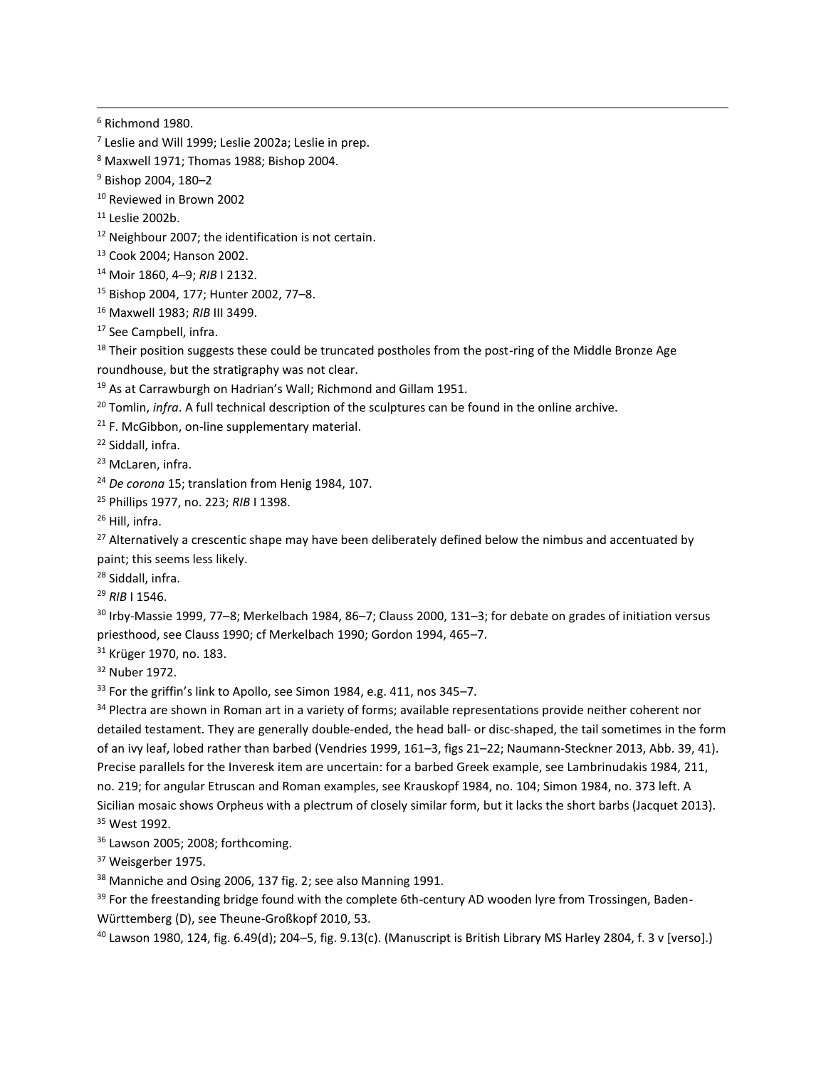[6] Richmond 1980.

[7] Leslie and Will 1999; Leslie 2002a; Leslie in prep.

[8] Maxwell 1971; Thomas 1988; Bishop 2004.

[9] Bishop 2004, 180–2

[10] Reviewed in Brown 2002

[11] Leslie 2002b.

[12] Neighbour 2007; the identification is not certain.

[13] Cook 2004; Hanson 2002.

[14] Moir 1860, 4–9; *RIB* I 2132.

[15] Bishop 2004, 177; Hunter 2002, 77–8.

[16] Maxwell 1983; *RIB* III 3499.

[17] See Campbell, infra.

[18] Their position suggests these could be truncated postholes from the post-ring of the Middle Bronze Age roundhouse, but the stratigraphy was not clear.

[19] As at Carrawburgh on Hadrian's Wall; Richmond and Gillam 1951.

[20] Tomlin, *infra*. A full technical description of the sculptures can be found in the online archive.

[21] F. McGibbon, on-line supplementary material.

[22] Siddall, infra.

[23] McLaren, infra.

[24] *De corona* 15; translation from Henig 1984, 107.

[25] Phillips 1977, no. 223; *RIB* I 1398.

[26] Hill, infra.

[27] Alternatively a crescentic shape may have been deliberately defined below the nimbus and accentuated by paint; this seems less likely.

[28] Siddall, infra.

[29] *RIB* I 1546.

[30] Irby-Massie 1999, 77–8; Merkelbach 1984, 86–7; Clauss 2000, 131–3; for debate on grades of initiation versus priesthood, see Clauss 1990; cf Merkelbach 1990; Gordon 1994, 465–7.

[31] Krüger 1970, no. 183.

[32] Nuber 1972.

[33] For the griffin's link to Apollo, see Simon 1984, e.g. 411, nos 345–7.

[34] Plectra are shown in Roman art in a variety of forms; available representations provide neither coherent nor detailed testament. They are generally double-ended, the head ball- or disc-shaped, the tail sometimes in the form of an ivy leaf, lobed rather than barbed (Vendries 1999, 161–3, figs 21–22; Naumann-Steckner 2013, Abb. 39, 41). Precise parallels for the Inveresk item are uncertain: for a barbed Greek example, see Lambrinudakis 1984, 211, no. 219; for angular Etruscan and Roman examples, see Krauskopf 1984, no. 104; Simon 1984, no. 373 left. A Sicilian mosaic shows Orpheus with a plectrum of closely similar form, but it lacks the short barbs (Jacquet 2013).

[35] West 1992.

[36] Lawson 2005; 2008; forthcoming.

[37] Weisgerber 1975.

[38] Manniche and Osing 2006, 137 fig. 2; see also Manning 1991.

[39] For the freestanding bridge found with the complete 6th-century AD wooden lyre from Trossingen, Baden-Württemberg (D), see Theune-Großkopf 2010, 53.

[40] Lawson 1980, 124, fig. 6.49(d); 204–5, fig. 9.13(c). (Manuscript is British Library MS Harley 2804, f. 3 v [verso].)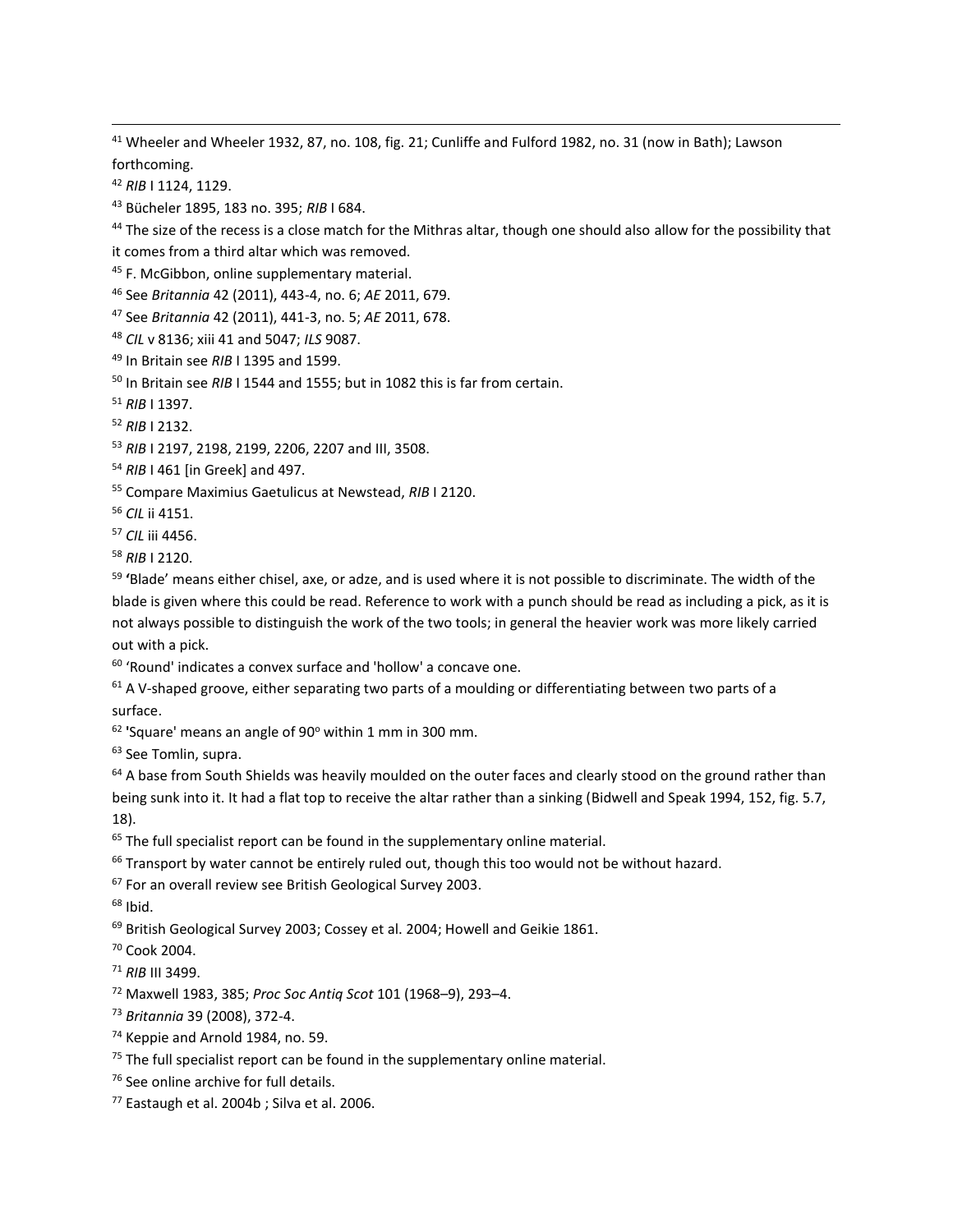[41] Wheeler and Wheeler 1932, 87, no. 108, fig. 21; Cunliffe and Fulford 1982, no. 31 (now in Bath); Lawson forthcoming.

[42] *RIB* I 1124, 1129.

[43] Bücheler 1895, 183 no. 395; *RIB* I 684.

[44] The size of the recess is a close match for the Mithras altar, though one should also allow for the possibility that it comes from a third altar which was removed.

[45] F. McGibbon, online supplementary material.

[46] See *Britannia* 42 (2011), 443-4, no. 6; *AE* 2011, 679.

[47] See *Britannia* 42 (2011), 441-3, no. 5; *AE* 2011, 678.

[48] *CIL* v 8136; xiii 41 and 5047; *ILS* 9087.

[49] In Britain see *RIB* I 1395 and 1599.

[50] In Britain see *RIB* I 1544 and 1555; but in 1082 this is far from certain.

[51] *RIB* I 1397.

[52] *RIB* I 2132.

[53] *RIB* I 2197, 2198, 2199, 2206, 2207 and III, 3508.

[54] *RIB* I 461 [in Greek] and 497.

[55] Compare Maximius Gaetulicus at Newstead, *RIB* I 2120.

[56] *CIL* ii 4151.

[57] *CIL* iii 4456.

[58] *RIB* I 2120.

[59] **'**Blade' means either chisel, axe, or adze, and is used where it is not possible to discriminate. The width of the blade is given where this could be read. Reference to work with a punch should be read as including a pick, as it is not always possible to distinguish the work of the two tools; in general the heavier work was more likely carried out with a pick.

[60] 'Round' indicates a convex surface and 'hollow' a concave one.

[61] A V-shaped groove, either separating two parts of a moulding or differentiating between two parts of a surface.

[62] **'**Square' means an angle of 90$^{o}$ within 1 mm in 300 mm.

[63] See Tomlin, supra.

[64] A base from South Shields was heavily moulded on the outer faces and clearly stood on the ground rather than being sunk into it. It had a flat top to receive the altar rather than a sinking (Bidwell and Speak 1994, 152, fig. 5.7, 18).

[65] The full specialist report can be found in the supplementary online material.

[66] Transport by water cannot be entirely ruled out, though this too would not be without hazard.

[67] For an overall review see British Geological Survey 2003.

[68] Ibid.

[69] British Geological Survey 2003; Cossey et al. 2004; Howell and Geikie 1861.

[70] Cook 2004.

[71] *RIB* III 3499.

[72] Maxwell 1983, 385; *Proc Soc Antiq Scot* 101 (1968–9), 293–4.

[73] *Britannia* 39 (2008), 372-4.

[74] Keppie and Arnold 1984, no. 59.

[75] The full specialist report can be found in the supplementary online material.

[76] See online archive for full details.

[77] Eastaugh et al. 2004b ; Silva et al. 2006.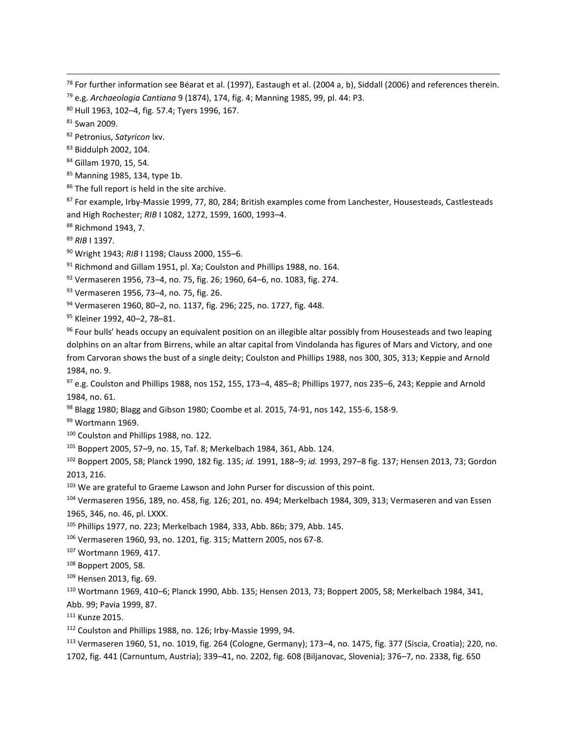[78] For further information see Béarat et al. (1997), Eastaugh et al. (2004 a, b), Siddall (2006) and references therein.

[79] e.g. *Archaeologia Cantiana* 9 (1874), 174, fig. 4; Manning 1985, 99, pl. 44: P3.

[80] Hull 1963, 102–4, fig. 57.4; Tyers 1996, 167.

[81] Swan 2009.

[82] Petronius, *Satyricon* lxv.

[83] Biddulph 2002, 104.

[84] Gillam 1970, 15, 54.

[85] Manning 1985, 134, type 1b.

[86] The full report is held in the site archive.

[87] For example, Irby-Massie 1999, 77, 80, 284; British examples come from Lanchester, Housesteads, Castlesteads and High Rochester; *RIB* I 1082, 1272, 1599, 1600, 1993–4.

[88] Richmond 1943, 7.

[89] *RIB* I 1397.

[90] Wright 1943; *RIB* I 1198; Clauss 2000, 155–6.

[91] Richmond and Gillam 1951, pl. Xa; Coulston and Phillips 1988, no. 164.

[92] Vermaseren 1956, 73–4, no. 75, fig. 26; 1960, 64–6, no. 1083, fig. 274.

[93] Vermaseren 1956, 73–4, no. 75, fig. 26.

[94] Vermaseren 1960, 80–2, no. 1137, fig. 296; 225, no. 1727, fig. 448.

[95] Kleiner 1992, 40–2, 78–81.

[96] Four bulls' heads occupy an equivalent position on an illegible altar possibly from Housesteads and two leaping dolphins on an altar from Birrens, while an altar capital from Vindolanda has figures of Mars and Victory, and one from Carvoran shows the bust of a single deity; Coulston and Phillips 1988, nos 300, 305, 313; Keppie and Arnold 1984, no. 9.

[97] e.g. Coulston and Phillips 1988, nos 152, 155, 173–4, 485–8; Phillips 1977, nos 235–6, 243; Keppie and Arnold 1984, no. 61.

[98] Blagg 1980; Blagg and Gibson 1980; Coombe et al. 2015, 74-91, nos 142, 155-6, 158-9.

[99] Wortmann 1969.

[100] Coulston and Phillips 1988, no. 122.

[101] Boppert 2005, 57–9, no. 15, Taf. 8; Merkelbach 1984, 361, Abb. 124.

[102] Boppert 2005, 58; Planck 1990, 182 fig. 135; *id.* 1991, 188–9; *id.* 1993, 297–8 fig. 137; Hensen 2013, 73; Gordon 2013, 216.

[103] We are grateful to Graeme Lawson and John Purser for discussion of this point.

[104] Vermaseren 1956, 189, no. 458, fig. 126; 201, no. 494; Merkelbach 1984, 309, 313; Vermaseren and van Essen 1965, 346, no. 46, pl. LXXX.

[105] Phillips 1977, no. 223; Merkelbach 1984, 333, Abb. 86b; 379, Abb. 145.

[106] Vermaseren 1960, 93, no. 1201, fig. 315; Mattern 2005, nos 67-8.

[107] Wortmann 1969, 417.

[108] Boppert 2005, 58.

[109] Hensen 2013, fig. 69.

[110] Wortmann 1969, 410–6; Planck 1990, Abb. 135; Hensen 2013, 73; Boppert 2005, 58; Merkelbach 1984, 341, Abb. 99; Pavia 1999, 87.

[111] Kunze 2015.

[112] Coulston and Phillips 1988, no. 126; Irby-Massie 1999, 94.

[113] Vermaseren 1960, 51, no. 1019, fig. 264 (Cologne, Germany); 173–4, no. 1475, fig. 377 (Siscia, Croatia); 220, no. 1702, fig. 441 (Carnuntum, Austria); 339–41, no. 2202, fig. 608 (Biljanovac, Slovenia); 376–7, no. 2338, fig. 650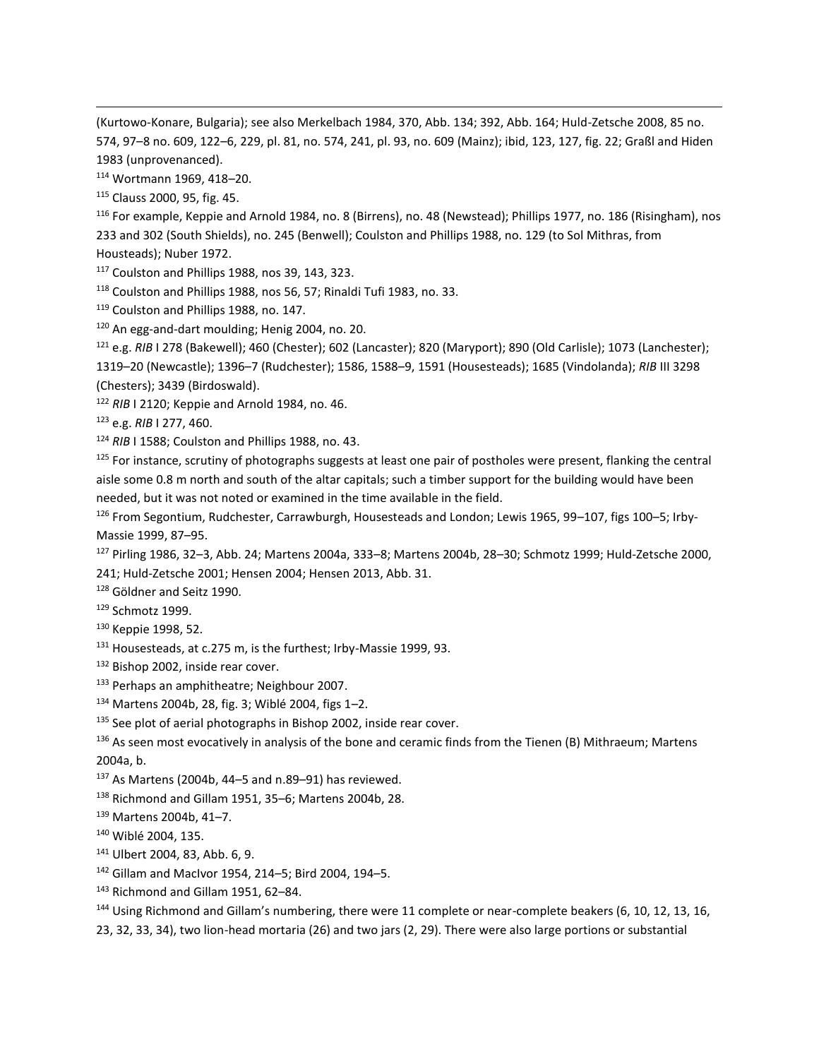(Kurtowo-Konare, Bulgaria); see also Merkelbach 1984, 370, Abb. 134; 392, Abb. 164; Huld-Zetsche 2008, 85 no. 574, 97–8 no. 609, 122–6, 229, pl. 81, no. 574, 241, pl. 93, no. 609 (Mainz); ibid, 123, 127, fig. 22; Graßl and Hiden 1983 (unprovenanced).

[114] Wortmann 1969, 418–20.

[115] Clauss 2000, 95, fig. 45.

[116] For example, Keppie and Arnold 1984, no. 8 (Birrens), no. 48 (Newstead); Phillips 1977, no. 186 (Risingham), nos 233 and 302 (South Shields), no. 245 (Benwell); Coulston and Phillips 1988, no. 129 (to Sol Mithras, from Housteads); Nuber 1972.

[117] Coulston and Phillips 1988, nos 39, 143, 323.

[118] Coulston and Phillips 1988, nos 56, 57; Rinaldi Tufi 1983, no. 33.

[119] Coulston and Phillips 1988, no. 147.

[120] An egg-and-dart moulding; Henig 2004, no. 20.

[121] e.g. *RIB* I 278 (Bakewell); 460 (Chester); 602 (Lancaster); 820 (Maryport); 890 (Old Carlisle); 1073 (Lanchester); 1319–20 (Newcastle); 1396–7 (Rudchester); 1586, 1588–9, 1591 (Housesteads); 1685 (Vindolanda); *RIB* III 3298 (Chesters); 3439 (Birdoswald).

[122] *RIB* I 2120; Keppie and Arnold 1984, no. 46.

[123] e.g. *RIB* I 277, 460.

[124] *RIB* I 1588; Coulston and Phillips 1988, no. 43.

[125] For instance, scrutiny of photographs suggests at least one pair of postholes were present, flanking the central aisle some 0.8 m north and south of the altar capitals; such a timber support for the building would have been needed, but it was not noted or examined in the time available in the field.

[126] From Segontium, Rudchester, Carrawburgh, Housesteads and London; Lewis 1965, 99–107, figs 100–5; Irby-Massie 1999, 87–95.

[127] Pirling 1986, 32–3, Abb. 24; Martens 2004a, 333–8; Martens 2004b, 28–30; Schmotz 1999; Huld-Zetsche 2000, 241; Huld-Zetsche 2001; Hensen 2004; Hensen 2013, Abb. 31.

[128] Göldner and Seitz 1990.

[129] Schmotz 1999.

[130] Keppie 1998, 52.

[131] Housesteads, at c.275 m, is the furthest; Irby-Massie 1999, 93.

[132] Bishop 2002, inside rear cover.

[133] Perhaps an amphitheatre; Neighbour 2007.

[134] Martens 2004b, 28, fig. 3; Wiblé 2004, figs 1–2.

[135] See plot of aerial photographs in Bishop 2002, inside rear cover.

[136] As seen most evocatively in analysis of the bone and ceramic finds from the Tienen (B) Mithraeum; Martens 2004a, b.

[137] As Martens (2004b, 44–5 and n.89–91) has reviewed.

[138] Richmond and Gillam 1951, 35–6; Martens 2004b, 28.

[139] Martens 2004b, 41–7.

[140] Wiblé 2004, 135.

[141] Ulbert 2004, 83, Abb. 6, 9.

[142] Gillam and MacIvor 1954, 214–5; Bird 2004, 194–5.

[143] Richmond and Gillam 1951, 62–84.

[144] Using Richmond and Gillam's numbering, there were 11 complete or near-complete beakers (6, 10, 12, 13, 16, 23, 32, 33, 34), two lion-head mortaria (26) and two jars (2, 29). There were also large portions or substantial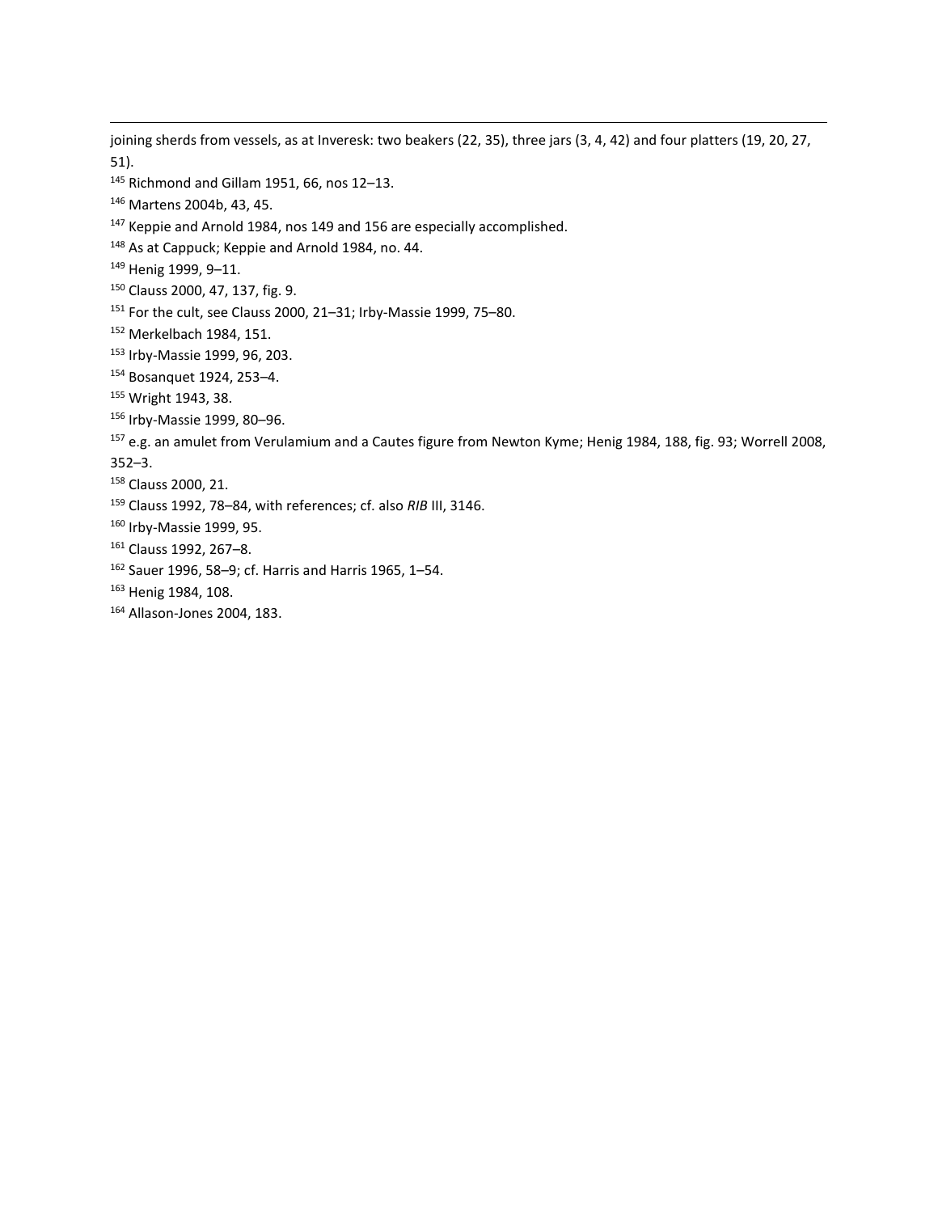joining sherds from vessels, as at Inveresk: two beakers (22, 35), three jars (3, 4, 42) and four platters (19, 20, 27, 51).

[145] Richmond and Gillam 1951, 66, nos 12–13.

[146] Martens 2004b, 43, 45.

[147] Keppie and Arnold 1984, nos 149 and 156 are especially accomplished.

[148] As at Cappuck; Keppie and Arnold 1984, no. 44.

[149] Henig 1999, 9–11.

[150] Clauss 2000, 47, 137, fig. 9.

[151] For the cult, see Clauss 2000, 21–31; Irby-Massie 1999, 75–80.

[152] Merkelbach 1984, 151.

[153] Irby-Massie 1999, 96, 203.

[154] Bosanquet 1924, 253–4.

[155] Wright 1943, 38.

[156] Irby-Massie 1999, 80–96.

[157] e.g. an amulet from Verulamium and a Cautes figure from Newton Kyme; Henig 1984, 188, fig. 93; Worrell 2008, 352–3.

[158] Clauss 2000, 21.

[159] Clauss 1992, 78–84, with references; cf. also *RIB* III, 3146.

[160] Irby-Massie 1999, 95.

[161] Clauss 1992, 267–8.

[162] Sauer 1996, 58–9; cf. Harris and Harris 1965, 1–54.

[163] Henig 1984, 108.

[164] Allason-Jones 2004, 183.